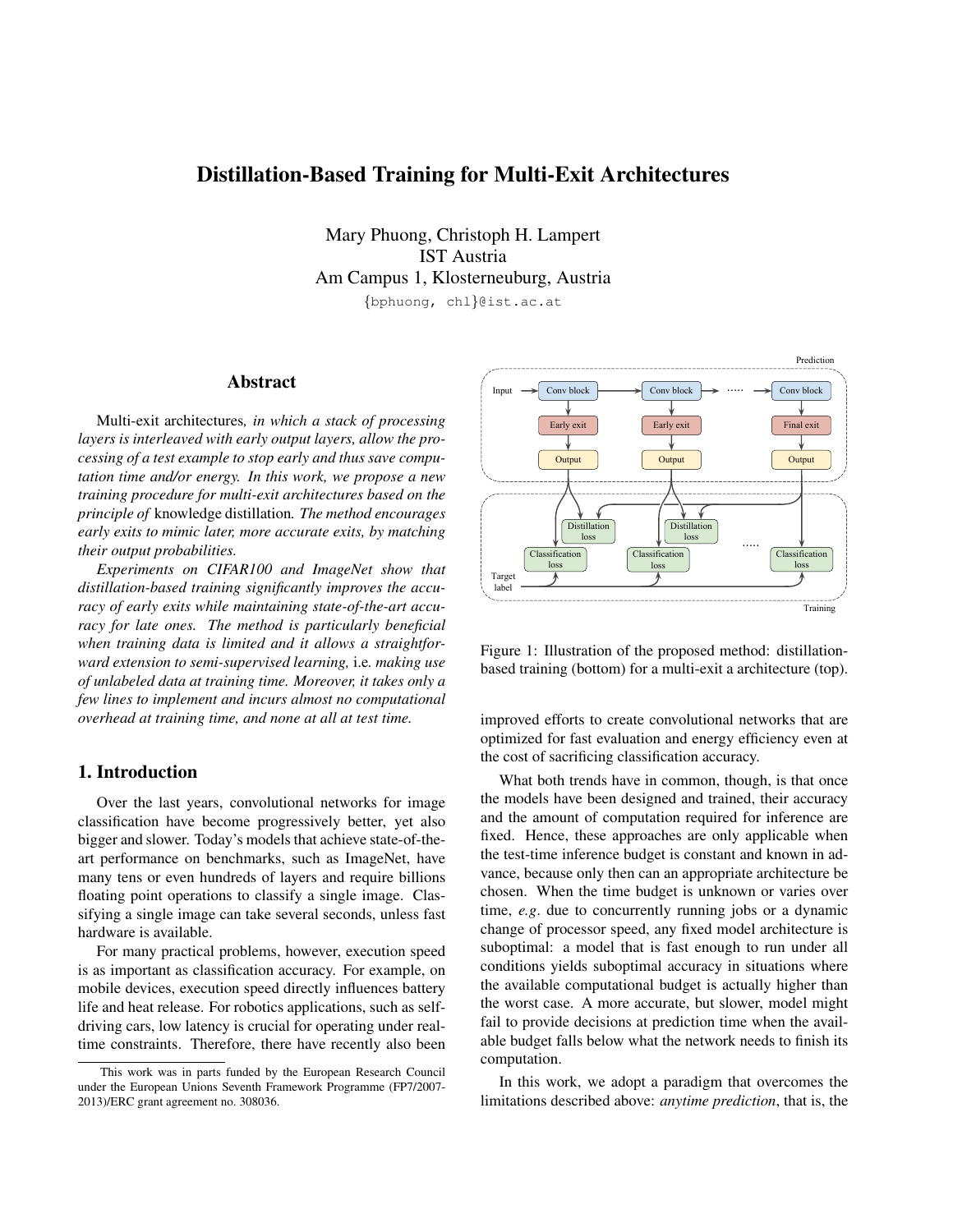# Distillation-Based Training for Multi-Exit Architectures

Mary Phuong, Christoph H. Lampert
IST Austria
Am Campus 1, Klosterneuburg, Austria
{bphuong, chl}@ist.ac.at

## Abstract

Multi-exit architectures*, in which a stack of processing layers is interleaved with early output layers, allow the processing of a test example to stop early and thus save computation time and/or energy. In this work, we propose a new training procedure for multi-exit architectures based on the principle of* knowledge distillation*. The method encourages early exits to mimic later, more accurate exits, by matching their output probabilities.*

*Experiments on CIFAR100 and ImageNet show that distillation-based training significantly improves the accuracy of early exits while maintaining state-of-the-art accuracy for late ones. The method is particularly beneficial when training data is limited and it allows a straightforward extension to semi-supervised learning,* i.e. *making use of unlabeled data at training time. Moreover, it takes only a few lines to implement and incurs almost no computational overhead at training time, and none at all at test time.*

## 1. Introduction

Over the last years, convolutional networks for image classification have become progressively better, yet also bigger and slower. Today's models that achieve state-of-the-art performance on benchmarks, such as ImageNet, have many tens or even hundreds of layers and require billions floating point operations to classify a single image. Classifying a single image can take several seconds, unless fast hardware is available.

For many practical problems, however, execution speed is as important as classification accuracy. For example, on mobile devices, execution speed directly influences battery life and heat release. For robotics applications, such as self-driving cars, low latency is crucial for operating under real-time constraints. Therefore, there have recently also been improved efforts to create convolutional networks that are optimized for fast evaluation and energy efficiency even at the cost of sacrificing classification accuracy.

Figure 1: Illustration of the proposed method: distillation-based training (bottom) for a multi-exit a architecture (top).

What both trends have in common, though, is that once the models have been designed and trained, their accuracy and the amount of computation required for inference are fixed. Hence, these approaches are only applicable when the test-time inference budget is constant and known in advance, because only then can an appropriate architecture be chosen. When the time budget is unknown or varies over time, *e.g*. due to concurrently running jobs or a dynamic change of processor speed, any fixed model architecture is suboptimal: a model that is fast enough to run under all conditions yields suboptimal accuracy in situations where the available computational budget is actually higher than the worst case. A more accurate, but slower, model might fail to provide decisions at prediction time when the available budget falls below what the network needs to finish its computation.

In this work, we adopt a paradigm that overcomes the limitations described above: *anytime prediction*, that is, the

This work was in parts funded by the European Research Council under the European Unions Seventh Framework Programme (FP7/2007-2013)/ERC grant agreement no. 308036.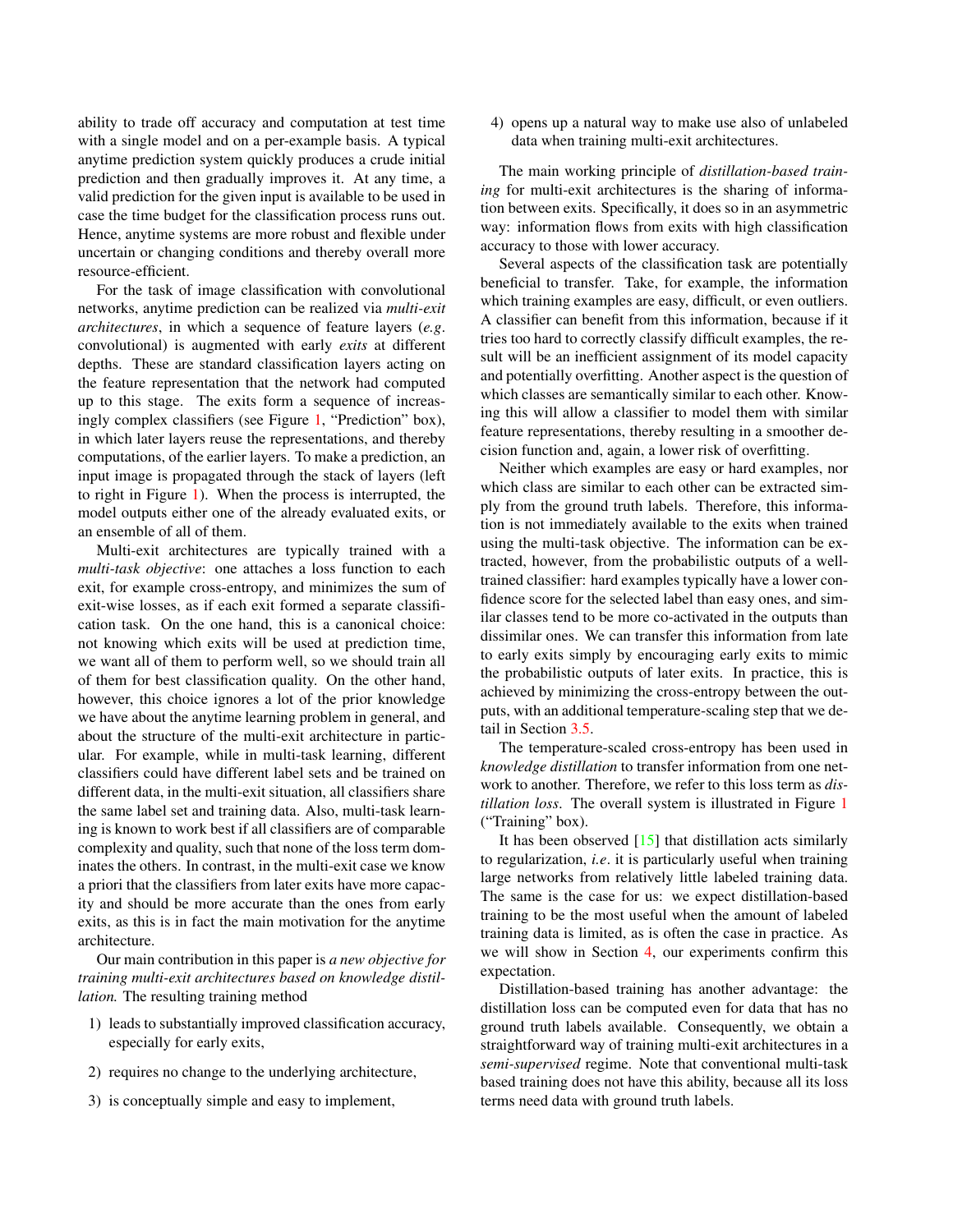ability to trade off accuracy and computation at test time with a single model and on a per-example basis. A typical anytime prediction system quickly produces a crude initial prediction and then gradually improves it. At any time, a valid prediction for the given input is available to be used in case the time budget for the classification process runs out. Hence, anytime systems are more robust and flexible under uncertain or changing conditions and thereby overall more resource-efficient.

For the task of image classification with convolutional networks, anytime prediction can be realized via *multi-exit architectures*, in which a sequence of feature layers (*e.g*. convolutional) is augmented with early *exits* at different depths. These are standard classification layers acting on the feature representation that the network had computed up to this stage. The exits form a sequence of increasingly complex classifiers (see Figure 1, "Prediction" box), in which later layers reuse the representations, and thereby computations, of the earlier layers. To make a prediction, an input image is propagated through the stack of layers (left to right in Figure 1). When the process is interrupted, the model outputs either one of the already evaluated exits, or an ensemble of all of them.

Multi-exit architectures are typically trained with a *multi-task objective*: one attaches a loss function to each exit, for example cross-entropy, and minimizes the sum of exit-wise losses, as if each exit formed a separate classification task. On the one hand, this is a canonical choice: not knowing which exits will be used at prediction time, we want all of them to perform well, so we should train all of them for best classification quality. On the other hand, however, this choice ignores a lot of the prior knowledge we have about the anytime learning problem in general, and about the structure of the multi-exit architecture in particular. For example, while in multi-task learning, different classifiers could have different label sets and be trained on different data, in the multi-exit situation, all classifiers share the same label set and training data. Also, multi-task learning is known to work best if all classifiers are of comparable complexity and quality, such that none of the loss term dominates the others. In contrast, in the multi-exit case we know a priori that the classifiers from later exits have more capacity and should be more accurate than the ones from early exits, as this is in fact the main motivation for the anytime architecture.

Our main contribution in this paper is *a new objective for training multi-exit architectures based on knowledge distillation.* The resulting training method

1) leads to substantially improved classification accuracy, especially for early exits,
2) requires no change to the underlying architecture,
3) is conceptually simple and easy to implement,
4) opens up a natural way to make use also of unlabeled data when training multi-exit architectures.

The main working principle of *distillation-based training* for multi-exit architectures is the sharing of information between exits. Specifically, it does so in an asymmetric way: information flows from exits with high classification accuracy to those with lower accuracy.

Several aspects of the classification task are potentially beneficial to transfer. Take, for example, the information which training examples are easy, difficult, or even outliers. A classifier can benefit from this information, because if it tries too hard to correctly classify difficult examples, the result will be an inefficient assignment of its model capacity and potentially overfitting. Another aspect is the question of which classes are semantically similar to each other. Knowing this will allow a classifier to model them with similar feature representations, thereby resulting in a smoother decision function and, again, a lower risk of overfitting.

Neither which examples are easy or hard examples, nor which class are similar to each other can be extracted simply from the ground truth labels. Therefore, this information is not immediately available to the exits when trained using the multi-task objective. The information can be extracted, however, from the probabilistic outputs of a well-trained classifier: hard examples typically have a lower confidence score for the selected label than easy ones, and similar classes tend to be more co-activated in the outputs than dissimilar ones. We can transfer this information from late to early exits simply by encouraging early exits to mimic the probabilistic outputs of later exits. In practice, this is achieved by minimizing the cross-entropy between the outputs, with an additional temperature-scaling step that we detail in Section 3.5.

The temperature-scaled cross-entropy has been used in *knowledge distillation* to transfer information from one network to another. Therefore, we refer to this loss term as *distillation loss*. The overall system is illustrated in Figure 1 ("Training" box).

It has been observed [15] that distillation acts similarly to regularization, *i.e*. it is particularly useful when training large networks from relatively little labeled training data. The same is the case for us: we expect distillation-based training to be the most useful when the amount of labeled training data is limited, as is often the case in practice. As we will show in Section 4, our experiments confirm this expectation.

Distillation-based training has another advantage: the distillation loss can be computed even for data that has no ground truth labels available. Consequently, we obtain a straightforward way of training multi-exit architectures in a *semi-supervised* regime. Note that conventional multi-task based training does not have this ability, because all its loss terms need data with ground truth labels.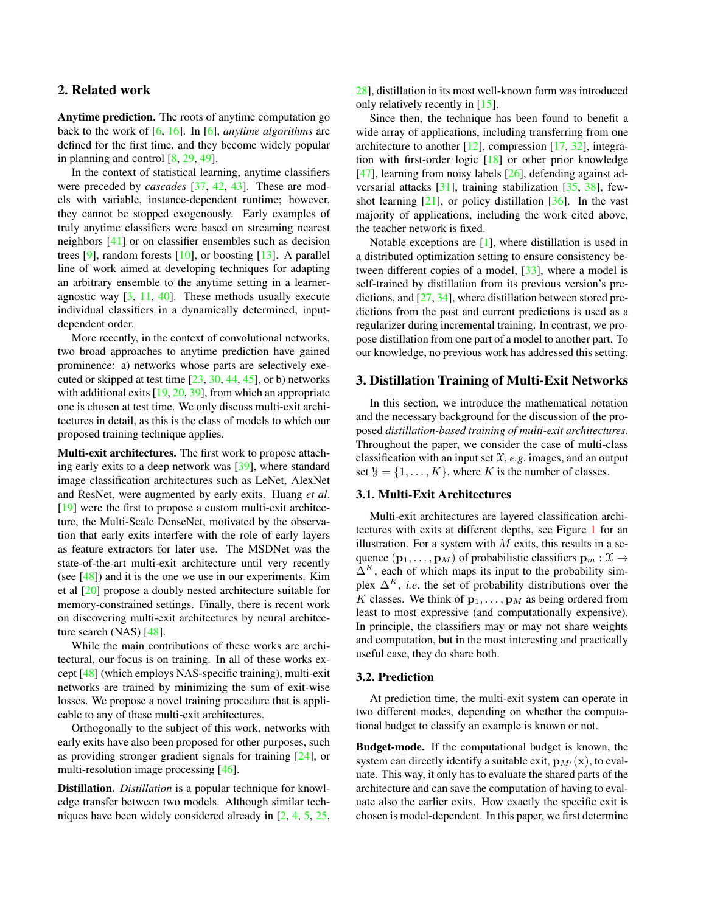## 2. Related work

**Anytime prediction.** The roots of anytime computation go back to the work of [6, 16]. In [6], *anytime algorithms* are defined for the first time, and they become widely popular in planning and control [8, 29, 49].

In the context of statistical learning, anytime classifiers were preceded by *cascades* [37, 42, 43]. These are models with variable, instance-dependent runtime; however, they cannot be stopped exogenously. Early examples of truly anytime classifiers were based on streaming nearest neighbors [41] or on classifier ensembles such as decision trees [9], random forests [10], or boosting [13]. A parallel line of work aimed at developing techniques for adapting an arbitrary ensemble to the anytime setting in a learner-agnostic way [3, 11, 40]. These methods usually execute individual classifiers in a dynamically determined, input-dependent order.

More recently, in the context of convolutional networks, two broad approaches to anytime prediction have gained prominence: a) networks whose parts are selectively executed or skipped at test time [23, 30, 44, 45], or b) networks with additional exits [19, 20, 39], from which an appropriate one is chosen at test time. We only discuss multi-exit architectures in detail, as this is the class of models to which our proposed training technique applies.

**Multi-exit architectures.** The first work to propose attaching early exits to a deep network was [39], where standard image classification architectures such as LeNet, AlexNet and ResNet, were augmented by early exits. Huang *et al*. [19] were the first to propose a custom multi-exit architecture, the Multi-Scale DenseNet, motivated by the observation that early exits interfere with the role of early layers as feature extractors for later use. The MSDNet was the state-of-the-art multi-exit architecture until very recently (see [48]) and it is the one we use in our experiments. Kim et al [20] propose a doubly nested architecture suitable for memory-constrained settings. Finally, there is recent work on discovering multi-exit architectures by neural architecture search (NAS) [48].

While the main contributions of these works are architectural, our focus is on training. In all of these works except [48] (which employs NAS-specific training), multi-exit networks are trained by minimizing the sum of exit-wise losses. We propose a novel training procedure that is applicable to any of these multi-exit architectures.

Orthogonally to the subject of this work, networks with early exits have also been proposed for other purposes, such as providing stronger gradient signals for training [24], or multi-resolution image processing [46].

**Distillation.** *Distillation* is a popular technique for knowledge transfer between two models. Although similar techniques have been widely considered already in [2, 4, 5, 25, 28], distillation in its most well-known form was introduced only relatively recently in [15].

Since then, the technique has been found to benefit a wide array of applications, including transferring from one architecture to another [12], compression [17, 32], integration with first-order logic [18] or other prior knowledge [47], learning from noisy labels [26], defending against adversarial attacks [31], training stabilization [35, 38], few-shot learning [21], or policy distillation [36]. In the vast majority of applications, including the work cited above, the teacher network is fixed.

Notable exceptions are [1], where distillation is used in a distributed optimization setting to ensure consistency between different copies of a model, [33], where a model is self-trained by distillation from its previous version's predictions, and [27, 34], where distillation between stored predictions from the past and current predictions is used as a regularizer during incremental training. In contrast, we propose distillation from one part of a model to another part. To our knowledge, no previous work has addressed this setting.

## 3. Distillation Training of Multi-Exit Networks

In this section, we introduce the mathematical notation and the necessary background for the discussion of the proposed *distillation-based training of multi-exit architectures*. Throughout the paper, we consider the case of multi-class classification with an input set $\mathcal{X}$, *e.g*. images, and an output set $\mathcal{Y} = \{1, \dots, K\}$, where $K$ is the number of classes.

### 3.1. Multi-Exit Architectures

Multi-exit architectures are layered classification architectures with exits at different depths, see Figure 1 for an illustration. For a system with $M$ exits, this results in a sequence $(\mathbf{p}_1, \dots, \mathbf{p}_M)$ of probabilistic classifiers $\mathbf{p}_m : \mathcal{X} \to \Delta^K$, each of which maps its input to the probability simplex $\Delta^K$, *i.e*. the set of probability distributions over the $K$ classes. We think of $\mathbf{p}_1, \dots, \mathbf{p}_M$ as being ordered from least to most expressive (and computationally expensive). In principle, the classifiers may or may not share weights and computation, but in the most interesting and practically useful case, they do share both.

### 3.2. Prediction

At prediction time, the multi-exit system can operate in two different modes, depending on whether the computational budget to classify an example is known or not.

**Budget-mode.** If the computational budget is known, the system can directly identify a suitable exit, $\mathbf{p}_{M'}(\mathbf{x})$, to evaluate. This way, it only has to evaluate the shared parts of the architecture and can save the computation of having to evaluate also the earlier exits. How exactly the specific exit is chosen is model-dependent. In this paper, we first determine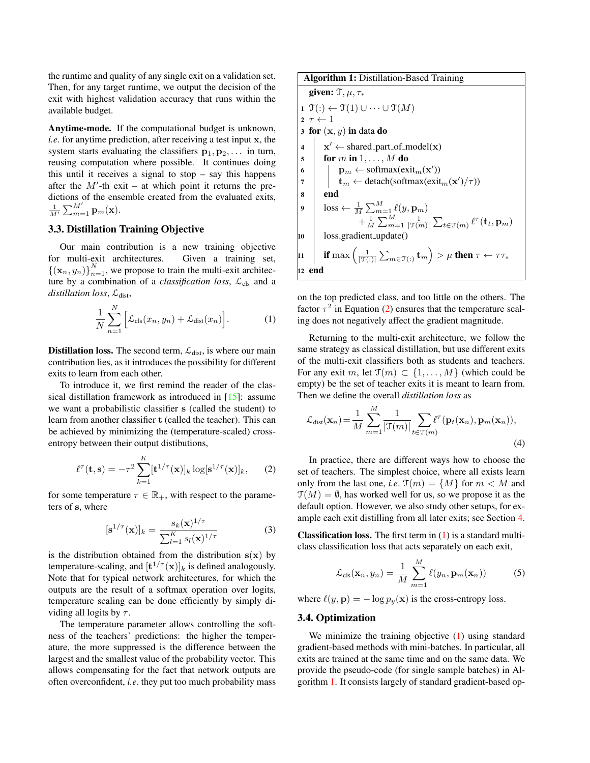the runtime and quality of any single exit on a validation set. Then, for any target runtime, we output the decision of the exit with highest validation accuracy that runs within the available budget.

**Anytime-mode.** If the computational budget is unknown, *i.e.* for anytime prediction, after receiving a test input $\mathbf{x}$, the system starts evaluating the classifiers $\mathbf{p}_1, \mathbf{p}_2, \dots$ in turn, reusing computation where possible. It continues doing this until it receives a signal to stop – say this happens after the $M'$-th exit – at which point it returns the predictions of the ensemble created from the evaluated exits, $\frac{1}{M'}\sum_{m=1}^{M'} \mathbf{p}_m(\mathbf{x})$.

### 3.3. Distillation Training Objective

Our main contribution is a new training objective for multi-exit architectures. Given a training set, $\{(\mathbf{x}_n, y_n)\}_{n=1}^N$, we propose to train the multi-exit architecture by a combination of a *classification loss*, $\mathcal{L}_{\text{cls}}$ and a *distillation loss*, $\mathcal{L}_{\text{dist}}$,

$$\frac{1}{N}\sum_{n=1}^{N}\Big[\mathcal{L}_{\text{cls}}(x_n, y_n) + \mathcal{L}_{\text{dist}}(x_n)\Big]. \tag{1}$$

**Distillation loss.** The second term, $\mathcal{L}_{\text{dist}}$, is where our main contribution lies, as it introduces the possibility for different exits to learn from each other.

To introduce it, we first remind the reader of the classical distillation framework as introduced in [15]: assume we want a probabilistic classifier $\mathbf{s}$ (called the student) to learn from another classifier $\mathbf{t}$ (called the teacher). This can be achieved by minimizing the (temperature-scaled) cross-entropy between their output distributions,

$$\ell^\tau(\mathbf{t}, \mathbf{s}) = -\tau^2 \sum_{k=1}^{K} [\mathbf{t}^{1/\tau}(\mathbf{x})]_k \log[\mathbf{s}^{1/\tau}(\mathbf{x})]_k, \tag{2}$$

for some temperature $\tau \in \mathbb{R}_+$, with respect to the parameters of $\mathbf{s}$, where

$$[\mathbf{s}^{1/\tau}(\mathbf{x})]_k = \frac{s_k(\mathbf{x})^{1/\tau}}{\sum_{l=1}^{K} s_l(\mathbf{x})^{1/\tau}} \tag{3}$$

is the distribution obtained from the distribution $\mathbf{s}(\mathbf{x})$ by temperature-scaling, and $[\mathbf{t}^{1/\tau}(\mathbf{x})]_k$ is defined analogously. Note that for typical network architectures, for which the outputs are the result of a softmax operation over logits, temperature scaling can be done efficiently by simply dividing all logits by $\tau$.

The temperature parameter allows controlling the softness of the teachers' predictions: the higher the temperature, the more suppressed is the difference between the largest and the smallest value of the probability vector. This allows compensating for the fact that network outputs are often overconfident, *i.e.* they put too much probability mass on the top predicted class, and too little on the others. The factor $\tau^2$ in Equation (2) ensures that the temperature scaling does not negatively affect the gradient magnitude.

**Algorithm 1:** Distillation-Based Training

```
   given: 𝒯, μ, τ*
1  𝒯(:) ← 𝒯(1) ∪ ··· ∪ 𝒯(M)
2  τ ← 1
3  for (x, y) in data do
4      x' ← shared_part_of_model(x)
5      for m in 1, ..., M do
6          p_m ← softmax(exit_m(x'))
7          t_m ← detach(softmax(exit_m(x')/τ))
8      end
9      loss ← (1/M) Σ_{m=1}^{M} ℓ(y, p_m)
              + (1/M) Σ_{m=1}^{M} (1/|𝒯(m)|) Σ_{t∈𝒯(m)} ℓ^τ(t_t, p_m)
10     loss.gradient_update()
11     if max( (1/|𝒯(:)|) Σ_{m∈𝒯(:)} t_m ) > μ then τ ← ττ*
12 end
```

Returning to the multi-exit architecture, we follow the same strategy as classical distillation, but use different exits of the multi-exit classifiers both as students and teachers. For any exit $m$, let $\mathcal{T}(m) \subset \{1, \dots, M\}$ (which could be empty) be the set of teacher exits it is meant to learn from. Then we define the overall *distillation loss* as

$$\mathcal{L}_{\text{dist}}(\mathbf{x}_n) = \frac{1}{M}\sum_{m=1}^{M}\frac{1}{|\mathcal{T}(m)|}\sum_{t\in\mathcal{T}(m)} \ell^\tau(\mathbf{p}_t(\mathbf{x}_n), \mathbf{p}_m(\mathbf{x}_n)), \tag{4}$$

In practice, there are different ways how to choose the set of teachers. The simplest choice, where all exists learn only from the last one, *i.e.* $\mathcal{T}(m) = \{M\}$ for $m < M$ and $\mathcal{T}(M) = \emptyset$, has worked well for us, so we propose it as the default option. However, we also study other setups, for example each exit distilling from all later exits; see Section 4.

**Classification loss.** The first term in (1) is a standard multi-class classification loss that acts separately on each exit,

$$\mathcal{L}_{\text{cls}}(\mathbf{x}_n, y_n) = \frac{1}{M}\sum_{m=1}^{M} \ell(y_n, \mathbf{p}_m(\mathbf{x}_n)) \tag{5}$$

where $\ell(y, \mathbf{p}) = -\log p_y(\mathbf{x})$ is the cross-entropy loss.

### 3.4. Optimization

We minimize the training objective (1) using standard gradient-based methods with mini-batches. In particular, all exits are trained at the same time and on the same data. We provide the pseudo-code (for single sample batches) in Algorithm 1. It consists largely of standard gradient-based op-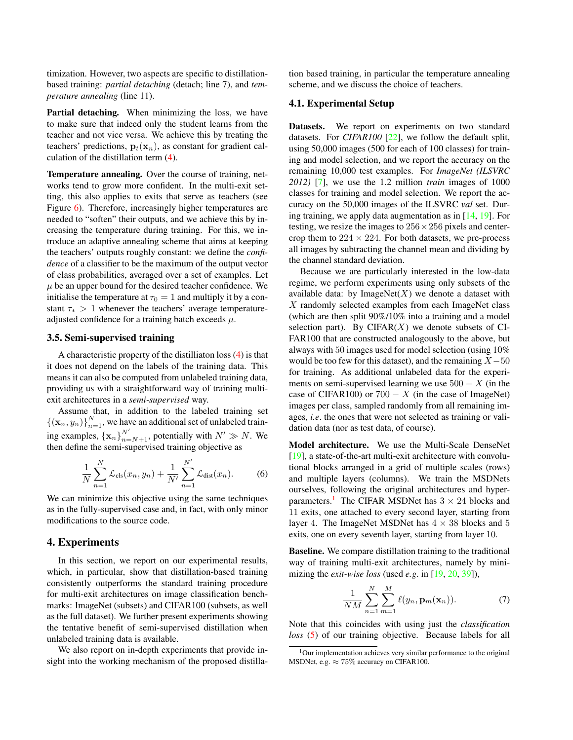timization. However, two aspects are specific to distillation-based training: *partial detaching* (detach; line 7), and *temperature annealing* (line 11).

**Partial detaching.** When minimizing the loss, we have to make sure that indeed only the student learns from the teacher and not vice versa. We achieve this by treating the teachers' predictions, $\mathbf{p}_t(\mathbf{x}_n)$, as constant for gradient calculation of the distillation term (4).

**Temperature annealing.** Over the course of training, networks tend to grow more confident. In the multi-exit setting, this also applies to exits that serve as teachers (see Figure 6). Therefore, increasingly higher temperatures are needed to "soften" their outputs, and we achieve this by increasing the temperature during training. For this, we introduce an adaptive annealing scheme that aims at keeping the teachers' outputs roughly constant: we define the *confidence* of a classifier to be the maximum of the output vector of class probabilities, averaged over a set of examples. Let $\mu$ be an upper bound for the desired teacher confidence. We initialise the temperature at $\tau_0 = 1$ and multiply it by a constant $\tau_* > 1$ whenever the teachers' average temperature-adjusted confidence for a training batch exceeds $\mu$.

### 3.5. Semi-supervised training

A characteristic property of the distilliaton loss (4) is that it does not depend on the labels of the training data. This means it can also be computed from unlabeled training data, providing us with a straightforward way of training multi-exit architectures in a *semi-supervised* way.

Assume that, in addition to the labeled training set $\{(\mathbf{x}_n, y_n)\}_{n=1}^{N}$, we have an additional set of unlabeled training examples, $\{\mathbf{x}_n\}_{n=N+1}^{N'}$, potentially with $N' \gg N$. We then define the semi-supervised training objective as

$$\frac{1}{N}\sum_{n=1}^{N}\mathcal{L}_{\text{cls}}(x_n, y_n) + \frac{1}{N'}\sum_{n=1}^{N'}\mathcal{L}_{\text{dist}}(x_n). \tag{6}$$

We can minimize this objective using the same techniques as in the fully-supervised case and, in fact, with only minor modifications to the source code.

## 4. Experiments

In this section, we report on our experimental results, which, in particular, show that distillation-based training consistently outperforms the standard training procedure for multi-exit architectures on image classification benchmarks: ImageNet (subsets) and CIFAR100 (subsets, as well as the full dataset). We further present experiments showing the tentative benefit of semi-supervised distillation when unlabeled training data is available.

We also report on in-depth experiments that provide insight into the working mechanism of the proposed distillation based training, in particular the temperature annealing scheme, and we discuss the choice of teachers.

### 4.1. Experimental Setup

**Datasets.** We report on experiments on two standard datasets. For *CIFAR100* [22], we follow the default split, using 50,000 images (500 for each of 100 classes) for training and model selection, and we report the accuracy on the remaining 10,000 test examples. For *ImageNet (ILSVRC 2012)* [7], we use the 1.2 million *train* images of 1000 classes for training and model selection. We report the accuracy on the 50,000 images of the ILSVRC *val* set. During training, we apply data augmentation as in [14, 19]. For testing, we resize the images to $256 \times 256$ pixels and center-crop them to $224 \times 224$. For both datasets, we pre-process all images by subtracting the channel mean and dividing by the channel standard deviation.

Because we are particularly interested in the low-data regime, we perform experiments using only subsets of the available data: by ImageNet($X$) we denote a dataset with $X$ randomly selected examples from each ImageNet class (which are then split 90%/10% into a training and a model selection part). By CIFAR($X$) we denote subsets of CIFAR100 that are constructed analogously to the above, but always with 50 images used for model selection (using 10% would be too few for this dataset), and the remaining $X - 50$ for training. As additional unlabeled data for the experiments on semi-supervised learning we use $500 - X$ (in the case of CIFAR100) or $700 - X$ (in the case of ImageNet) images per class, sampled randomly from all remaining images, *i.e*. the ones that were not selected as training or validation data (nor as test data, of course).

**Model architecture.** We use the Multi-Scale DenseNet [19], a state-of-the-art multi-exit architecture with convolutional blocks arranged in a grid of multiple scales (rows) and multiple layers (columns). We train the MSDNets ourselves, following the original architectures and hyper-parameters.[1] The CIFAR MSDNet has $3 \times 24$ blocks and 11 exits, one attached to every second layer, starting from layer 4. The ImageNet MSDNet has $4 \times 38$ blocks and 5 exits, one on every seventh layer, starting from layer 10.

**Baseline.** We compare distillation training to the traditional way of training multi-exit architectures, namely by minimizing the *exit-wise loss* (used *e.g*. in [19, 20, 39]),

$$\frac{1}{NM}\sum_{n=1}^{N}\sum_{m=1}^{M}\ell(y_n, \mathbf{p}_m(\mathbf{x}_n)). \tag{7}$$

Note that this coincides with using just the *classification loss* (5) of our training objective. Because labels for all

[1] Our implementation achieves very similar performance to the original MSDNet, e.g. $\approx 75\%$ accuracy on CIFAR100.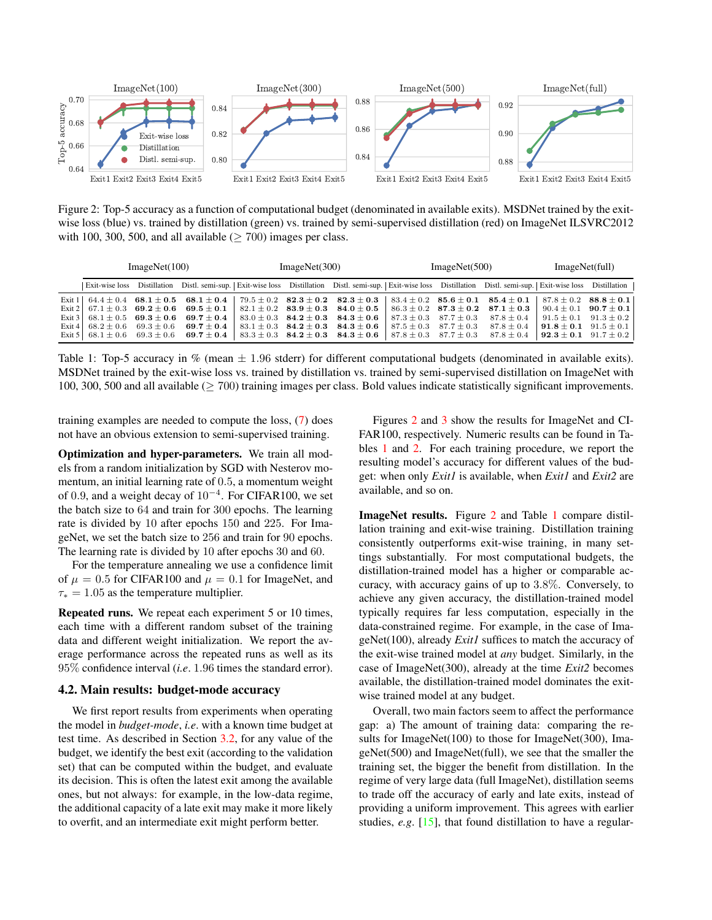Figure 2: Top-5 accuracy as a function of computational budget (denominated in available exits). MSDNet trained by the exit-wise loss (blue) vs. trained by distillation (green) vs. trained by semi-supervised distillation (red) on ImageNet ILSVRC2012 with 100, 300, 500, and all available ($\geq$ 700) images per class.

| | ImageNet(100) | | | ImageNet(300) | | | ImageNet(500) | | | ImageNet(full) | |
|---|---|---|---|---|---|---|---|---|---|---|---|
| | Exit-wise loss | Distillation | Distl. semi-sup. | Exit-wise loss | Distillation | Distl. semi-sup. | Exit-wise loss | Distillation | Distl. semi-sup. | Exit-wise loss | Distillation |
| Exit 1 | $64.4 \pm 0.4$ | $\mathbf{68.1 \pm 0.5}$ | $\mathbf{68.1 \pm 0.4}$ | $79.5 \pm 0.2$ | $\mathbf{82.3 \pm 0.2}$ | $\mathbf{82.3 \pm 0.3}$ | $83.4 \pm 0.2$ | $\mathbf{85.6 \pm 0.1}$ | $\mathbf{85.4 \pm 0.1}$ | $87.8 \pm 0.2$ | $\mathbf{88.8 \pm 0.1}$ |
| Exit 2 | $67.1 \pm 0.3$ | $\mathbf{69.2 \pm 0.6}$ | $\mathbf{69.5 \pm 0.1}$ | $82.1 \pm 0.2$ | $\mathbf{83.9 \pm 0.3}$ | $\mathbf{84.0 \pm 0.5}$ | $86.3 \pm 0.2$ | $\mathbf{87.3 \pm 0.2}$ | $\mathbf{87.1 \pm 0.3}$ | $90.4 \pm 0.1$ | $\mathbf{90.7 \pm 0.1}$ |
| Exit 3 | $68.1 \pm 0.5$ | $\mathbf{69.3 \pm 0.6}$ | $\mathbf{69.7 \pm 0.4}$ | $83.0 \pm 0.3$ | $\mathbf{84.2 \pm 0.3}$ | $\mathbf{84.3 \pm 0.6}$ | $87.3 \pm 0.3$ | $87.7 \pm 0.3$ | $87.8 \pm 0.4$ | $91.5 \pm 0.1$ | $91.3 \pm 0.2$ |
| Exit 4 | $68.2 \pm 0.6$ | $69.3 \pm 0.6$ | $\mathbf{69.7 \pm 0.4}$ | $83.1 \pm 0.3$ | $\mathbf{84.2 \pm 0.3}$ | $\mathbf{84.3 \pm 0.6}$ | $87.5 \pm 0.3$ | $87.7 \pm 0.3$ | $87.8 \pm 0.4$ | $\mathbf{91.8 \pm 0.1}$ | $91.5 \pm 0.1$ |
| Exit 5 | $68.1 \pm 0.6$ | $69.3 \pm 0.6$ | $\mathbf{69.7 \pm 0.4}$ | $83.3 \pm 0.3$ | $\mathbf{84.2 \pm 0.3}$ | $\mathbf{84.3 \pm 0.6}$ | $87.8 \pm 0.3$ | $87.7 \pm 0.3$ | $87.8 \pm 0.4$ | $\mathbf{92.3 \pm 0.1}$ | $91.7 \pm 0.2$ |

Table 1: Top-5 accuracy in % (mean $\pm$ 1.96 stderr) for different computational budgets (denominated in available exits). MSDNet trained by the exit-wise loss vs. trained by distillation vs. trained by semi-supervised distillation on ImageNet with 100, 300, 500 and all available ($\geq$ 700) training images per class. Bold values indicate statistically significant improvements.

training examples are needed to compute the loss, (7) does not have an obvious extension to semi-supervised training.

**Optimization and hyper-parameters.** We train all models from a random initialization by SGD with Nesterov momentum, an initial learning rate of 0.5, a momentum weight of 0.9, and a weight decay of $10^{-4}$. For CIFAR100, we set the batch size to 64 and train for 300 epochs. The learning rate is divided by 10 after epochs 150 and 225. For ImageNet, we set the batch size to 256 and train for 90 epochs. The learning rate is divided by 10 after epochs 30 and 60.

For the temperature annealing we use a confidence limit of $\mu = 0.5$ for CIFAR100 and $\mu = 0.1$ for ImageNet, and $\tau_* = 1.05$ as the temperature multiplier.

**Repeated runs.** We repeat each experiment 5 or 10 times, each time with a different random subset of the training data and different weight initialization. We report the average performance across the repeated runs as well as its 95% confidence interval (*i.e.* 1.96 times the standard error).

## 4.2. Main results: budget-mode accuracy

We first report results from experiments when operating the model in *budget-mode*, *i.e.* with a known time budget at test time. As described in Section 3.2, for any value of the budget, we identify the best exit (according to the validation set) that can be computed within the budget, and evaluate its decision. This is often the latest exit among the available ones, but not always: for example, in the low-data regime, the additional capacity of a late exit may make it more likely to overfit, and an intermediate exit might perform better.

Figures 2 and 3 show the results for ImageNet and CIFAR100, respectively. Numeric results can be found in Tables 1 and 2. For each training procedure, we report the resulting model's accuracy for different values of the budget: when only *Exit1* is available, when *Exit1* and *Exit2* are available, and so on.

**ImageNet results.** Figure 2 and Table 1 compare distillation training and exit-wise training. Distillation training consistently outperforms exit-wise training, in many settings substantially. For most computational budgets, the distillation-trained model has a higher or comparable accuracy, with accuracy gains of up to 3.8%. Conversely, to achieve any given accuracy, the distillation-trained model typically requires far less computation, especially in the data-constrained regime. For example, in the case of ImageNet(100), already *Exit1* suffices to match the accuracy of the exit-wise trained model at *any* budget. Similarly, in the case of ImageNet(300), already at the time *Exit2* becomes available, the distillation-trained model dominates the exit-wise trained model at any budget.

Overall, two main factors seem to affect the performance gap: a) The amount of training data: comparing the results for ImageNet(100) to those for ImageNet(300), ImageNet(500) and ImageNet(full), we see that the smaller the training set, the bigger the benefit from distillation. In the regime of very large data (full ImageNet), distillation seems to trade off the accuracy of early and late exits, instead of providing a uniform improvement. This agrees with earlier studies, *e.g.* [15], that found distillation to have a regular-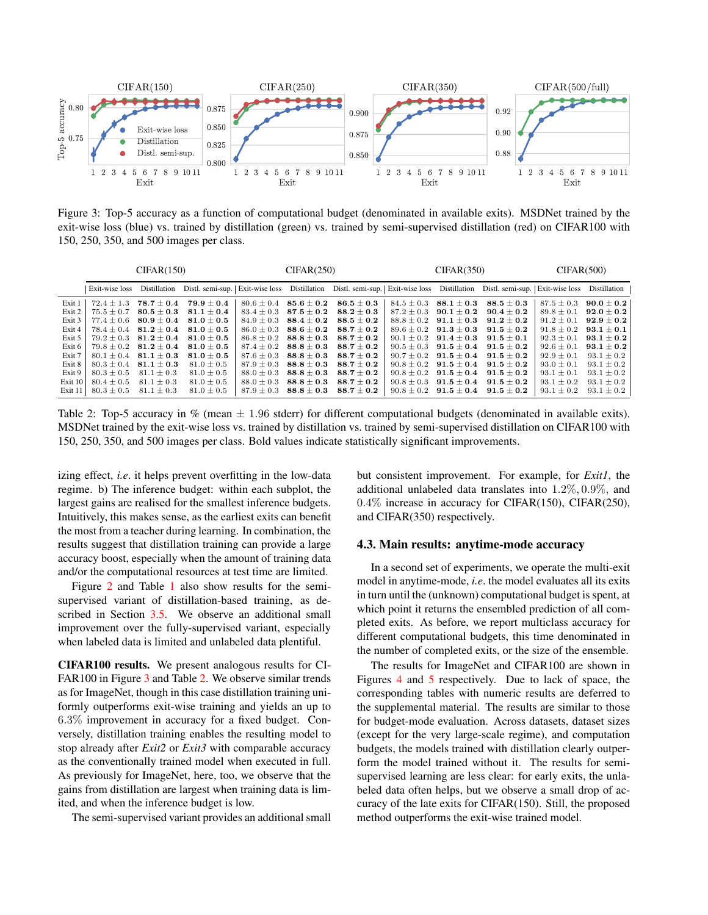Figure 3: Top-5 accuracy as a function of computational budget (denominated in available exits). MSDNet trained by the exit-wise loss (blue) vs. trained by distillation (green) vs. trained by semi-supervised distillation (red) on CIFAR100 with 150, 250, 350, and 500 images per class.

| | CIFAR(150) | | | CIFAR(250) | | | CIFAR(350) | | | CIFAR(500) | |
|---|---|---|---|---|---|---|---|---|---|---|---|
| | Exit-wise loss | Distillation | Distl. semi-sup. | Exit-wise loss | Distillation | Distl. semi-sup. | Exit-wise loss | Distillation | Distl. semi-sup. | Exit-wise loss | Distillation |
| Exit 1 | $72.4 \pm 1.3$ | $\mathbf{78.7 \pm 0.4}$ | $\mathbf{79.9 \pm 0.4}$ | $80.6 \pm 0.4$ | $\mathbf{85.6 \pm 0.2}$ | $\mathbf{86.5 \pm 0.3}$ | $84.5 \pm 0.3$ | $\mathbf{88.1 \pm 0.3}$ | $\mathbf{88.5 \pm 0.3}$ | $87.5 \pm 0.3$ | $\mathbf{90.0 \pm 0.2}$ |
| Exit 2 | $75.5 \pm 0.7$ | $\mathbf{80.5 \pm 0.3}$ | $\mathbf{81.1 \pm 0.4}$ | $83.4 \pm 0.3$ | $\mathbf{87.5 \pm 0.2}$ | $\mathbf{88.2 \pm 0.3}$ | $87.2 \pm 0.3$ | $\mathbf{90.1 \pm 0.2}$ | $\mathbf{90.4 \pm 0.2}$ | $89.8 \pm 0.1$ | $\mathbf{92.0 \pm 0.2}$ |
| Exit 3 | $77.4 \pm 0.6$ | $\mathbf{80.9 \pm 0.4}$ | $\mathbf{81.0 \pm 0.5}$ | $84.9 \pm 0.3$ | $\mathbf{88.4 \pm 0.2}$ | $\mathbf{88.5 \pm 0.2}$ | $88.8 \pm 0.2$ | $\mathbf{91.1 \pm 0.3}$ | $\mathbf{91.2 \pm 0.2}$ | $91.2 \pm 0.1$ | $\mathbf{92.9 \pm 0.2}$ |
| Exit 4 | $78.4 \pm 0.4$ | $\mathbf{81.2 \pm 0.4}$ | $\mathbf{81.0 \pm 0.5}$ | $86.0 \pm 0.3$ | $\mathbf{88.6 \pm 0.2}$ | $\mathbf{88.7 \pm 0.2}$ | $89.6 \pm 0.2$ | $\mathbf{91.3 \pm 0.3}$ | $\mathbf{91.5 \pm 0.2}$ | $91.8 \pm 0.2$ | $\mathbf{93.1 \pm 0.1}$ |
| Exit 5 | $79.2 \pm 0.3$ | $\mathbf{81.2 \pm 0.4}$ | $\mathbf{81.0 \pm 0.5}$ | $86.8 \pm 0.2$ | $\mathbf{88.8 \pm 0.3}$ | $\mathbf{88.7 \pm 0.2}$ | $90.1 \pm 0.2$ | $\mathbf{91.4 \pm 0.3}$ | $\mathbf{91.5 \pm 0.1}$ | $92.3 \pm 0.1$ | $\mathbf{93.1 \pm 0.2}$ |
| Exit 6 | $79.8 \pm 0.2$ | $\mathbf{81.2 \pm 0.4}$ | $\mathbf{81.0 \pm 0.5}$ | $87.4 \pm 0.2$ | $\mathbf{88.8 \pm 0.3}$ | $\mathbf{88.7 \pm 0.2}$ | $90.5 \pm 0.3$ | $\mathbf{91.5 \pm 0.4}$ | $\mathbf{91.5 \pm 0.2}$ | $92.6 \pm 0.1$ | $\mathbf{93.1 \pm 0.2}$ |
| Exit 7 | $80.1 \pm 0.4$ | $\mathbf{81.1 \pm 0.3}$ | $\mathbf{81.0 \pm 0.5}$ | $87.6 \pm 0.3$ | $\mathbf{88.8 \pm 0.3}$ | $\mathbf{88.7 \pm 0.2}$ | $90.7 \pm 0.2$ | $\mathbf{91.5 \pm 0.4}$ | $\mathbf{91.5 \pm 0.2}$ | $92.9 \pm 0.1$ | $93.1 \pm 0.2$ |
| Exit 8 | $80.3 \pm 0.4$ | $\mathbf{81.1 \pm 0.3}$ | $81.0 \pm 0.5$ | $87.9 \pm 0.3$ | $\mathbf{88.8 \pm 0.3}$ | $\mathbf{88.7 \pm 0.2}$ | $90.8 \pm 0.2$ | $\mathbf{91.5 \pm 0.4}$ | $\mathbf{91.5 \pm 0.2}$ | $93.0 \pm 0.1$ | $93.1 \pm 0.2$ |
| Exit 9 | $80.3 \pm 0.5$ | $81.1 \pm 0.3$ | $81.0 \pm 0.5$ | $88.0 \pm 0.3$ | $\mathbf{88.8 \pm 0.3}$ | $\mathbf{88.7 \pm 0.2}$ | $90.8 \pm 0.2$ | $\mathbf{91.5 \pm 0.4}$ | $\mathbf{91.5 \pm 0.2}$ | $93.1 \pm 0.1$ | $93.1 \pm 0.2$ |
| Exit 10 | $80.4 \pm 0.5$ | $81.1 \pm 0.3$ | $81.0 \pm 0.5$ | $88.0 \pm 0.3$ | $\mathbf{88.8 \pm 0.3}$ | $\mathbf{88.7 \pm 0.2}$ | $90.8 \pm 0.3$ | $\mathbf{91.5 \pm 0.4}$ | $\mathbf{91.5 \pm 0.2}$ | $93.1 \pm 0.2$ | $93.1 \pm 0.2$ |
| Exit 11 | $80.3 \pm 0.5$ | $81.1 \pm 0.3$ | $81.0 \pm 0.5$ | $87.9 \pm 0.3$ | $\mathbf{88.8 \pm 0.3}$ | $\mathbf{88.7 \pm 0.2}$ | $90.8 \pm 0.2$ | $\mathbf{91.5 \pm 0.4}$ | $\mathbf{91.5 \pm 0.2}$ | $93.1 \pm 0.2$ | $93.1 \pm 0.2$ |

Table 2: Top-5 accuracy in % (mean $\pm$ 1.96 stderr) for different computational budgets (denominated in available exits). MSDNet trained by the exit-wise loss vs. trained by distillation vs. trained by semi-supervised distillation on CIFAR100 with 150, 250, 350, and 500 images per class. Bold values indicate statistically significant improvements.

izing effect, *i.e.* it helps prevent overfitting in the low-data regime. b) The inference budget: within each subplot, the largest gains are realised for the smallest inference budgets. Intuitively, this makes sense, as the earliest exits can benefit the most from a teacher during learning. In combination, the results suggest that distillation training can provide a large accuracy boost, especially when the amount of training data and/or the computational resources at test time are limited.

Figure 2 and Table 1 also show results for the semi-supervised variant of distillation-based training, as described in Section 3.5. We observe an additional small improvement over the fully-supervised variant, especially when labeled data is limited and unlabeled data plentiful.

**CIFAR100 results.** We present analogous results for CIFAR100 in Figure 3 and Table 2. We observe similar trends as for ImageNet, though in this case distillation training uniformly outperforms exit-wise training and yields an up to $6.3\%$ improvement in accuracy for a fixed budget. Conversely, distillation training enables the resulting model to stop already after *Exit2* or *Exit3* with comparable accuracy as the conventionally trained model when executed in full. As previously for ImageNet, here, too, we observe that the gains from distillation are largest when training data is limited, and when the inference budget is low.

The semi-supervised variant provides an additional small but consistent improvement. For example, for *Exit1*, the additional unlabeled data translates into $1.2\%, 0.9\%$, and $0.4\%$ increase in accuracy for CIFAR(150), CIFAR(250), and CIFAR(350) respectively.

### 4.3. Main results: anytime-mode accuracy

In a second set of experiments, we operate the multi-exit model in anytime-mode, *i.e.* the model evaluates all its exits in turn until the (unknown) computational budget is spent, at which point it returns the ensembled prediction of all completed exits. As before, we report multiclass accuracy for different computational budgets, this time denominated in the number of completed exits, or the size of the ensemble.

The results for ImageNet and CIFAR100 are shown in Figures 4 and 5 respectively. Due to lack of space, the corresponding tables with numeric results are deferred to the supplemental material. The results are similar to those for budget-mode evaluation. Across datasets, dataset sizes (except for the very large-scale regime), and computation budgets, the models trained with distillation clearly outperform the model trained without it. The results for semi-supervised learning are less clear: for early exits, the unlabeled data often helps, but we observe a small drop of accuracy of the late exits for CIFAR(150). Still, the proposed method outperforms the exit-wise trained model.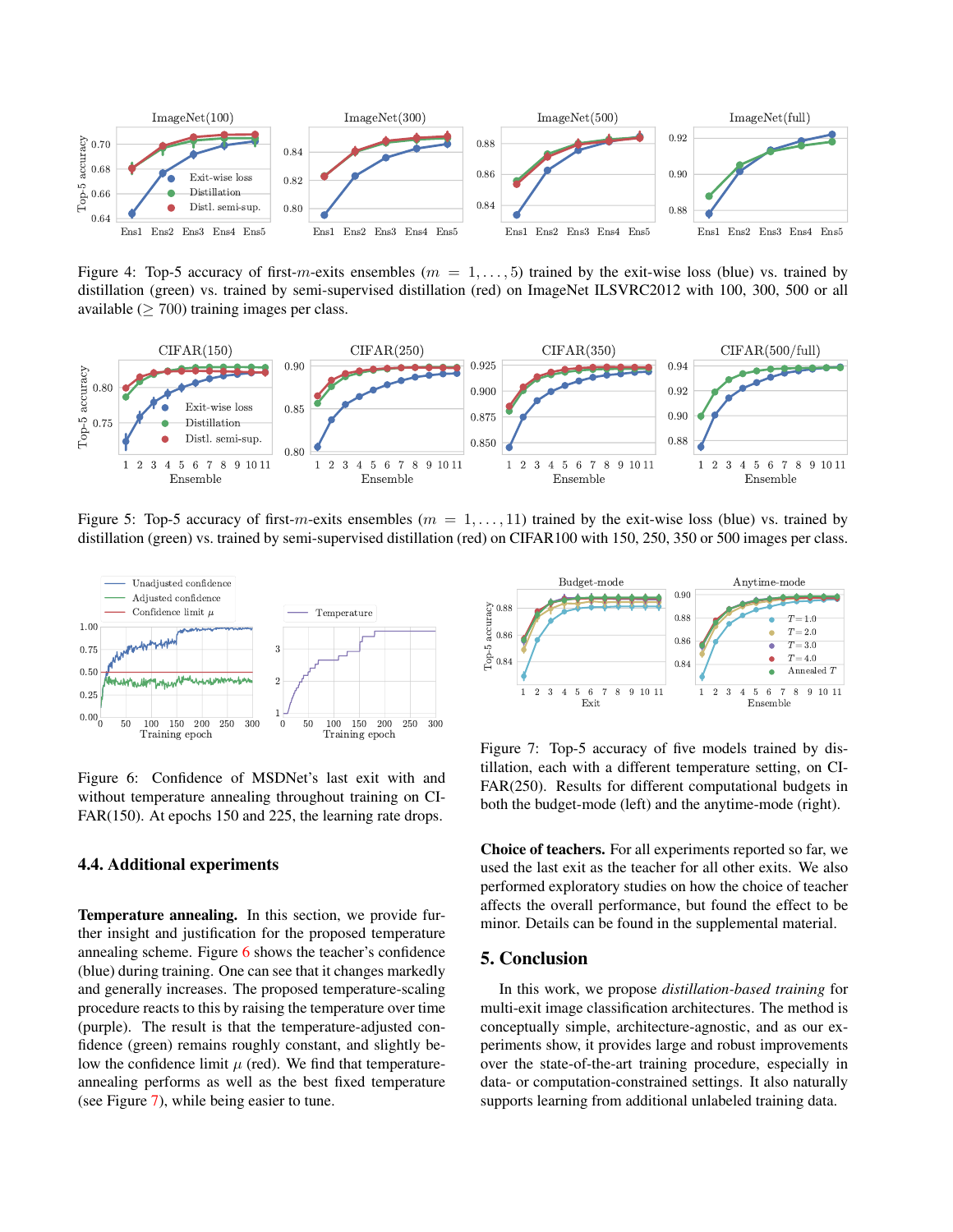Figure 4: Top-5 accuracy of first-$m$-exits ensembles ($m = 1, \ldots, 5$) trained by the exit-wise loss (blue) vs. trained by distillation (green) vs. trained by semi-supervised distillation (red) on ImageNet ILSVRC2012 with 100, 300, 500 or all available ($\geq 700$) training images per class.

Figure 5: Top-5 accuracy of first-$m$-exits ensembles ($m = 1, \ldots, 11$) trained by the exit-wise loss (blue) vs. trained by distillation (green) vs. trained by semi-supervised distillation (red) on CIFAR100 with 150, 250, 350 or 500 images per class.

Figure 6: Confidence of MSDNet's last exit with and without temperature annealing throughout training on CIFAR(150). At epochs 150 and 225, the learning rate drops.

Figure 7: Top-5 accuracy of five models trained by distillation, each with a different temperature setting, on CIFAR(250). Results for different computational budgets in both the budget-mode (left) and the anytime-mode (right).

## 4.4. Additional experiments

**Temperature annealing.** In this section, we provide further insight and justification for the proposed temperature annealing scheme. Figure 6 shows the teacher's confidence (blue) during training. One can see that it changes markedly and generally increases. The proposed temperature-scaling procedure reacts to this by raising the temperature over time (purple). The result is that the temperature-adjusted confidence (green) remains roughly constant, and slightly below the confidence limit $\mu$ (red). We find that temperature-annealing performs as well as the best fixed temperature (see Figure 7), while being easier to tune.

**Choice of teachers.** For all experiments reported so far, we used the last exit as the teacher for all other exits. We also performed exploratory studies on how the choice of teacher affects the overall performance, but found the effect to be minor. Details can be found in the supplemental material.

## 5. Conclusion

In this work, we propose *distillation-based training* for multi-exit image classification architectures. The method is conceptually simple, architecture-agnostic, and as our experiments show, it provides large and robust improvements over the state-of-the-art training procedure, especially in data- or computation-constrained settings. It also naturally supports learning from additional unlabeled training data.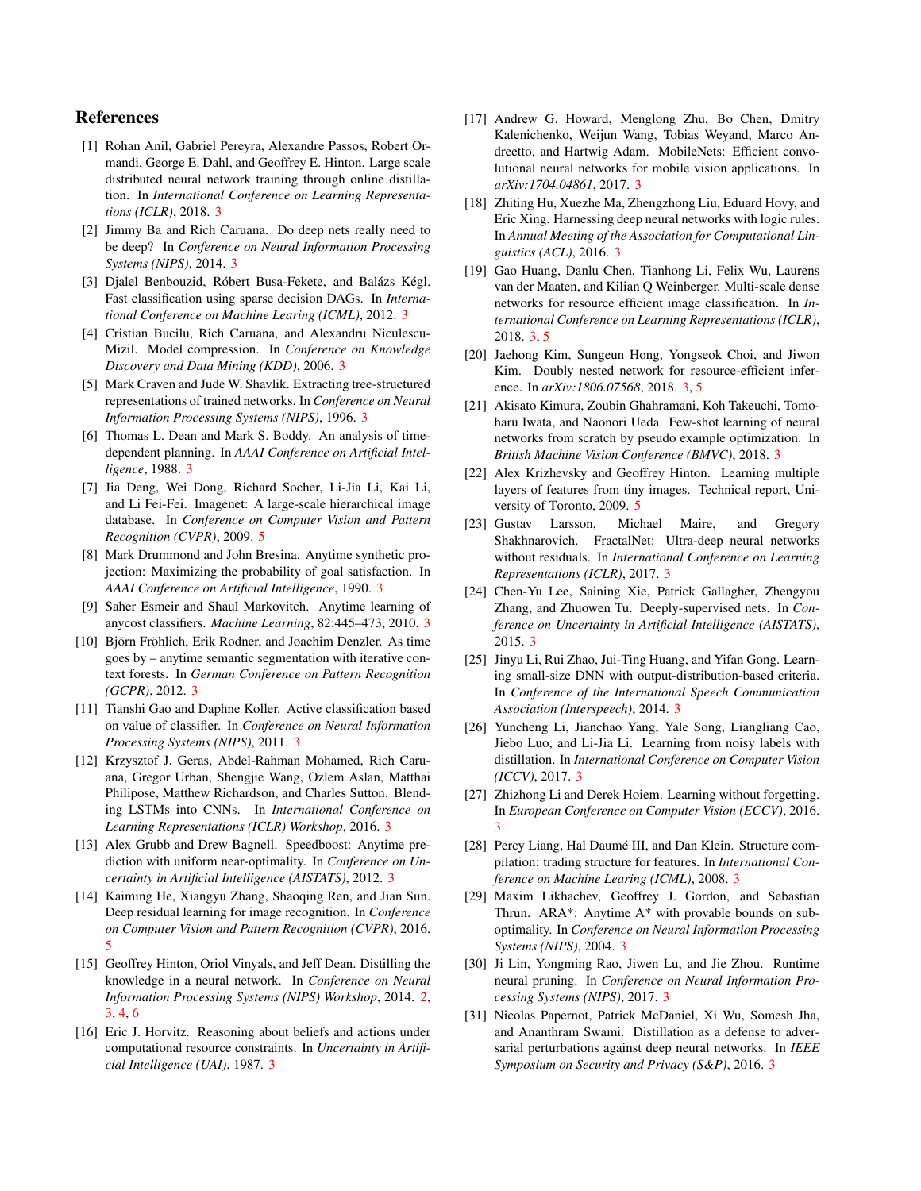## References

[1] Rohan Anil, Gabriel Pereyra, Alexandre Passos, Robert Ormandi, George E. Dahl, and Geoffrey E. Hinton. Large scale distributed neural network training through online distillation. In *International Conference on Learning Representations (ICLR)*, 2018. 3

[2] Jimmy Ba and Rich Caruana. Do deep nets really need to be deep? In *Conference on Neural Information Processing Systems (NIPS)*, 2014. 3

[3] Djalel Benbouzid, Róbert Busa-Fekete, and Balázs Kégl. Fast classification using sparse decision DAGs. In *International Conference on Machine Learing (ICML)*, 2012. 3

[4] Cristian Bucilu, Rich Caruana, and Alexandru Niculescu-Mizil. Model compression. In *Conference on Knowledge Discovery and Data Mining (KDD)*, 2006. 3

[5] Mark Craven and Jude W. Shavlik. Extracting tree-structured representations of trained networks. In *Conference on Neural Information Processing Systems (NIPS)*, 1996. 3

[6] Thomas L. Dean and Mark S. Boddy. An analysis of time-dependent planning. In *AAAI Conference on Artificial Intelligence*, 1988. 3

[7] Jia Deng, Wei Dong, Richard Socher, Li-Jia Li, Kai Li, and Li Fei-Fei. Imagenet: A large-scale hierarchical image database. In *Conference on Computer Vision and Pattern Recognition (CVPR)*, 2009. 5

[8] Mark Drummond and John Bresina. Anytime synthetic projection: Maximizing the probability of goal satisfaction. In *AAAI Conference on Artificial Intelligence*, 1990. 3

[9] Saher Esmeir and Shaul Markovitch. Anytime learning of anycost classifiers. *Machine Learning*, 82:445–473, 2010. 3

[10] Björn Fröhlich, Erik Rodner, and Joachim Denzler. As time goes by – anytime semantic segmentation with iterative context forests. In *German Conference on Pattern Recognition (GCPR)*, 2012. 3

[11] Tianshi Gao and Daphne Koller. Active classification based on value of classifier. In *Conference on Neural Information Processing Systems (NIPS)*, 2011. 3

[12] Krzysztof J. Geras, Abdel-Rahman Mohamed, Rich Caruana, Gregor Urban, Shengjie Wang, Ozlem Aslan, Matthai Philipose, Matthew Richardson, and Charles Sutton. Blending LSTMs into CNNs. In *International Conference on Learning Representations (ICLR) Workshop*, 2016. 3

[13] Alex Grubb and Drew Bagnell. Speedboost: Anytime prediction with uniform near-optimality. In *Conference on Uncertainty in Artificial Intelligence (AISTATS)*, 2012. 3

[14] Kaiming He, Xiangyu Zhang, Shaoqing Ren, and Jian Sun. Deep residual learning for image recognition. In *Conference on Computer Vision and Pattern Recognition (CVPR)*, 2016. 5

[15] Geoffrey Hinton, Oriol Vinyals, and Jeff Dean. Distilling the knowledge in a neural network. In *Conference on Neural Information Processing Systems (NIPS) Workshop*, 2014. 2, 3, 4, 6

[16] Eric J. Horvitz. Reasoning about beliefs and actions under computational resource constraints. In *Uncertainty in Artificial Intelligence (UAI)*, 1987. 3

[17] Andrew G. Howard, Menglong Zhu, Bo Chen, Dmitry Kalenichenko, Weijun Wang, Tobias Weyand, Marco Andreetto, and Hartwig Adam. MobileNets: Efficient convolutional neural networks for mobile vision applications. In *arXiv:1704.04861*, 2017. 3

[18] Zhiting Hu, Xuezhe Ma, Zhengzhong Liu, Eduard Hovy, and Eric Xing. Harnessing deep neural networks with logic rules. In *Annual Meeting of the Association for Computational Linguistics (ACL)*, 2016. 3

[19] Gao Huang, Danlu Chen, Tianhong Li, Felix Wu, Laurens van der Maaten, and Kilian Q Weinberger. Multi-scale dense networks for resource efficient image classification. In *International Conference on Learning Representations (ICLR)*, 2018. 3, 5

[20] Jaehong Kim, Sungeun Hong, Yongseok Choi, and Jiwon Kim. Doubly nested network for resource-efficient inference. In *arXiv:1806.07568*, 2018. 3, 5

[21] Akisato Kimura, Zoubin Ghahramani, Koh Takeuchi, Tomoharu Iwata, and Naonori Ueda. Few-shot learning of neural networks from scratch by pseudo example optimization. In *British Machine Vision Conference (BMVC)*, 2018. 3

[22] Alex Krizhevsky and Geoffrey Hinton. Learning multiple layers of features from tiny images. Technical report, University of Toronto, 2009. 5

[23] Gustav Larsson, Michael Maire, and Gregory Shakhnarovich. FractalNet: Ultra-deep neural networks without residuals. In *International Conference on Learning Representations (ICLR)*, 2017. 3

[24] Chen-Yu Lee, Saining Xie, Patrick Gallagher, Zhengyou Zhang, and Zhuowen Tu. Deeply-supervised nets. In *Conference on Uncertainty in Artificial Intelligence (AISTATS)*, 2015. 3

[25] Jinyu Li, Rui Zhao, Jui-Ting Huang, and Yifan Gong. Learning small-size DNN with output-distribution-based criteria. In *Conference of the International Speech Communication Association (Interspeech)*, 2014. 3

[26] Yuncheng Li, Jianchao Yang, Yale Song, Liangliang Cao, Jiebo Luo, and Li-Jia Li. Learning from noisy labels with distillation. In *International Conference on Computer Vision (ICCV)*, 2017. 3

[27] Zhizhong Li and Derek Hoiem. Learning without forgetting. In *European Conference on Computer Vision (ECCV)*, 2016. 3

[28] Percy Liang, Hal Daumé III, and Dan Klein. Structure compilation: trading structure for features. In *International Conference on Machine Learing (ICML)*, 2008. 3

[29] Maxim Likhachev, Geoffrey J. Gordon, and Sebastian Thrun. ARA*: Anytime A* with provable bounds on sub-optimality. In *Conference on Neural Information Processing Systems (NIPS)*, 2004. 3

[30] Ji Lin, Yongming Rao, Jiwen Lu, and Jie Zhou. Runtime neural pruning. In *Conference on Neural Information Processing Systems (NIPS)*, 2017. 3

[31] Nicolas Papernot, Patrick McDaniel, Xi Wu, Somesh Jha, and Ananthram Swami. Distillation as a defense to adversarial perturbations against deep neural networks. In *IEEE Symposium on Security and Privacy (S&P)*, 2016. 3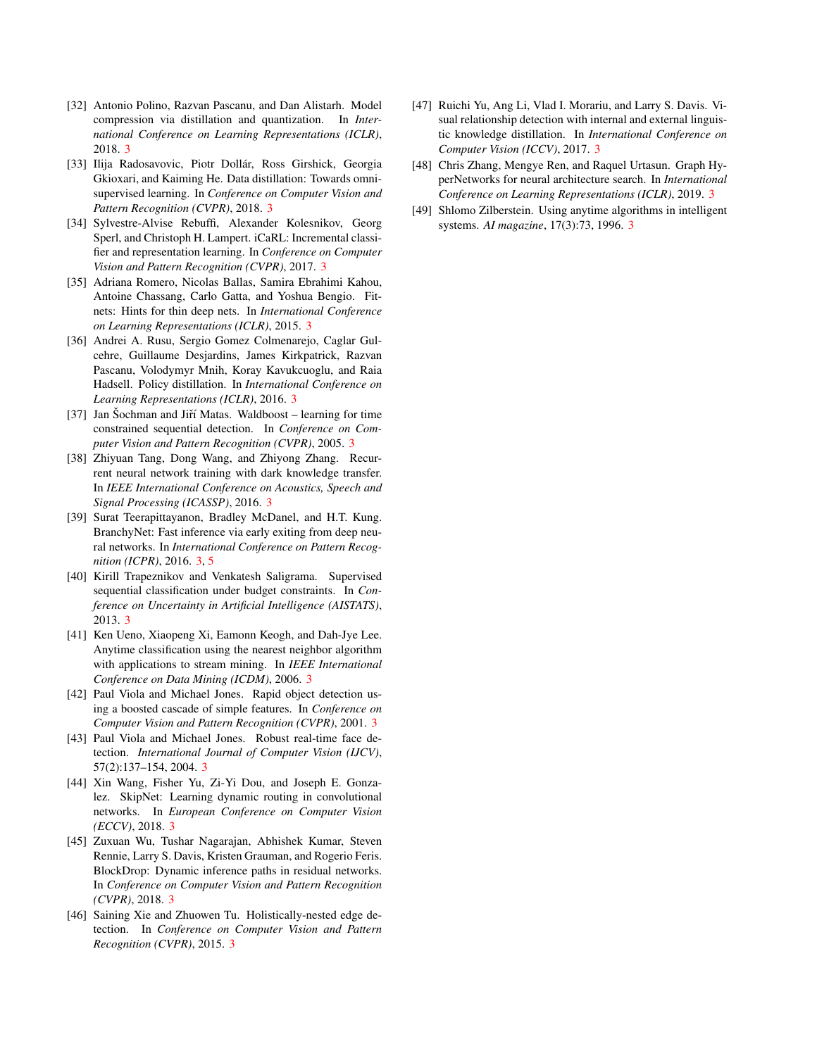[32] Antonio Polino, Razvan Pascanu, and Dan Alistarh. Model compression via distillation and quantization. In *International Conference on Learning Representations (ICLR)*, 2018. 3

[33] Ilija Radosavovic, Piotr Dollár, Ross Girshick, Georgia Gkioxari, and Kaiming He. Data distillation: Towards omni-supervised learning. In *Conference on Computer Vision and Pattern Recognition (CVPR)*, 2018. 3

[34] Sylvestre-Alvise Rebuffi, Alexander Kolesnikov, Georg Sperl, and Christoph H. Lampert. iCaRL: Incremental classifier and representation learning. In *Conference on Computer Vision and Pattern Recognition (CVPR)*, 2017. 3

[35] Adriana Romero, Nicolas Ballas, Samira Ebrahimi Kahou, Antoine Chassang, Carlo Gatta, and Yoshua Bengio. Fitnets: Hints for thin deep nets. In *International Conference on Learning Representations (ICLR)*, 2015. 3

[36] Andrei A. Rusu, Sergio Gomez Colmenarejo, Caglar Gulcehre, Guillaume Desjardins, James Kirkpatrick, Razvan Pascanu, Volodymyr Mnih, Koray Kavukcuoglu, and Raia Hadsell. Policy distillation. In *International Conference on Learning Representations (ICLR)*, 2016. 3

[37] Jan Šochman and Jiří Matas. Waldboost – learning for time constrained sequential detection. In *Conference on Computer Vision and Pattern Recognition (CVPR)*, 2005. 3

[38] Zhiyuan Tang, Dong Wang, and Zhiyong Zhang. Recurrent neural network training with dark knowledge transfer. In *IEEE International Conference on Acoustics, Speech and Signal Processing (ICASSP)*, 2016. 3

[39] Surat Teerapittayanon, Bradley McDanel, and H.T. Kung. BranchyNet: Fast inference via early exiting from deep neural networks. In *International Conference on Pattern Recognition (ICPR)*, 2016. 3, 5

[40] Kirill Trapeznikov and Venkatesh Saligrama. Supervised sequential classification under budget constraints. In *Conference on Uncertainty in Artificial Intelligence (AISTATS)*, 2013. 3

[41] Ken Ueno, Xiaopeng Xi, Eamonn Keogh, and Dah-Jye Lee. Anytime classification using the nearest neighbor algorithm with applications to stream mining. In *IEEE International Conference on Data Mining (ICDM)*, 2006. 3

[42] Paul Viola and Michael Jones. Rapid object detection using a boosted cascade of simple features. In *Conference on Computer Vision and Pattern Recognition (CVPR)*, 2001. 3

[43] Paul Viola and Michael Jones. Robust real-time face detection. *International Journal of Computer Vision (IJCV)*, 57(2):137–154, 2004. 3

[44] Xin Wang, Fisher Yu, Zi-Yi Dou, and Joseph E. Gonzalez. SkipNet: Learning dynamic routing in convolutional networks. In *European Conference on Computer Vision (ECCV)*, 2018. 3

[45] Zuxuan Wu, Tushar Nagarajan, Abhishek Kumar, Steven Rennie, Larry S. Davis, Kristen Grauman, and Rogerio Feris. BlockDrop: Dynamic inference paths in residual networks. In *Conference on Computer Vision and Pattern Recognition (CVPR)*, 2018. 3

[46] Saining Xie and Zhuowen Tu. Holistically-nested edge detection. In *Conference on Computer Vision and Pattern Recognition (CVPR)*, 2015. 3

[47] Ruichi Yu, Ang Li, Vlad I. Morariu, and Larry S. Davis. Visual relationship detection with internal and external linguistic knowledge distillation. In *International Conference on Computer Vision (ICCV)*, 2017. 3

[48] Chris Zhang, Mengye Ren, and Raquel Urtasun. Graph HyperNetworks for neural architecture search. In *International Conference on Learning Representations (ICLR)*, 2019. 3

[49] Shlomo Zilberstein. Using anytime algorithms in intelligent systems. *AI magazine*, 17(3):73, 1996. 3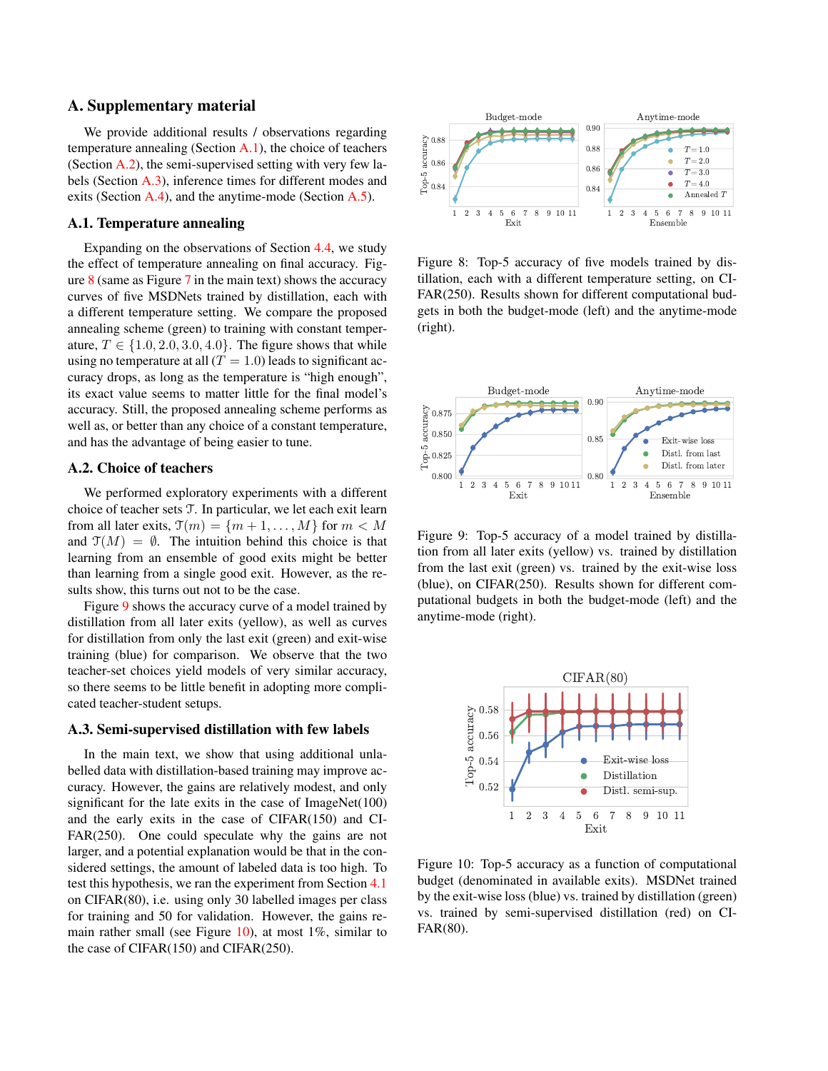## A. Supplementary material

We provide additional results / observations regarding temperature annealing (Section A.1), the choice of teachers (Section A.2), the semi-supervised setting with very few labels (Section A.3), inference times for different modes and exits (Section A.4), and the anytime-mode (Section A.5).

### A.1. Temperature annealing

Expanding on the observations of Section 4.4, we study the effect of temperature annealing on final accuracy. Figure 8 (same as Figure 7 in the main text) shows the accuracy curves of five MSDNets trained by distillation, each with a different temperature setting. We compare the proposed annealing scheme (green) to training with constant temperature, $T \in \{1.0, 2.0, 3.0, 4.0\}$. The figure shows that while using no temperature at all ($T = 1.0$) leads to significant accuracy drops, as long as the temperature is "high enough", its exact value seems to matter little for the final model's accuracy. Still, the proposed annealing scheme performs as well as, or better than any choice of a constant temperature, and has the advantage of being easier to tune.

### A.2. Choice of teachers

We performed exploratory experiments with a different choice of teacher sets $\mathcal{T}$. In particular, we let each exit learn from all later exits, $\mathcal{T}(m) = \{m+1, \ldots, M\}$ for $m < M$ and $\mathcal{T}(M) = \emptyset$. The intuition behind this choice is that learning from an ensemble of good exits might be better than learning from a single good exit. However, as the results show, this turns out not to be the case.

Figure 9 shows the accuracy curve of a model trained by distillation from all later exits (yellow), as well as curves for distillation from only the last exit (green) and exit-wise training (blue) for comparison. We observe that the two teacher-set choices yield models of very similar accuracy, so there seems to be little benefit in adopting more complicated teacher-student setups.

### A.3. Semi-supervised distillation with few labels

In the main text, we show that using additional unlabelled data with distillation-based training may improve accuracy. However, the gains are relatively modest, and only significant for the late exits in the case of ImageNet(100) and the early exits in the case of CIFAR(150) and CIFAR(250). One could speculate why the gains are not larger, and a potential explanation would be that in the considered settings, the amount of labeled data is too high. To test this hypothesis, we ran the experiment from Section 4.1 on CIFAR(80), i.e. using only 30 labelled images per class for training and 50 for validation. However, the gains remain rather small (see Figure 10), at most 1%, similar to the case of CIFAR(150) and CIFAR(250).

Figure 8: Top-5 accuracy of five models trained by distillation, each with a different temperature setting, on CIFAR(250). Results shown for different computational budgets in both the budget-mode (left) and the anytime-mode (right).

Figure 9: Top-5 accuracy of a model trained by distillation from all later exits (yellow) vs. trained by distillation from the last exit (green) vs. trained by the exit-wise loss (blue), on CIFAR(250). Results shown for different computational budgets in both the budget-mode (left) and the anytime-mode (right).

Figure 10: Top-5 accuracy as a function of computational budget (denominated in available exits). MSDNet trained by the exit-wise loss (blue) vs. trained by distillation (green) vs. trained by semi-supervised distillation (red) on CIFAR(80).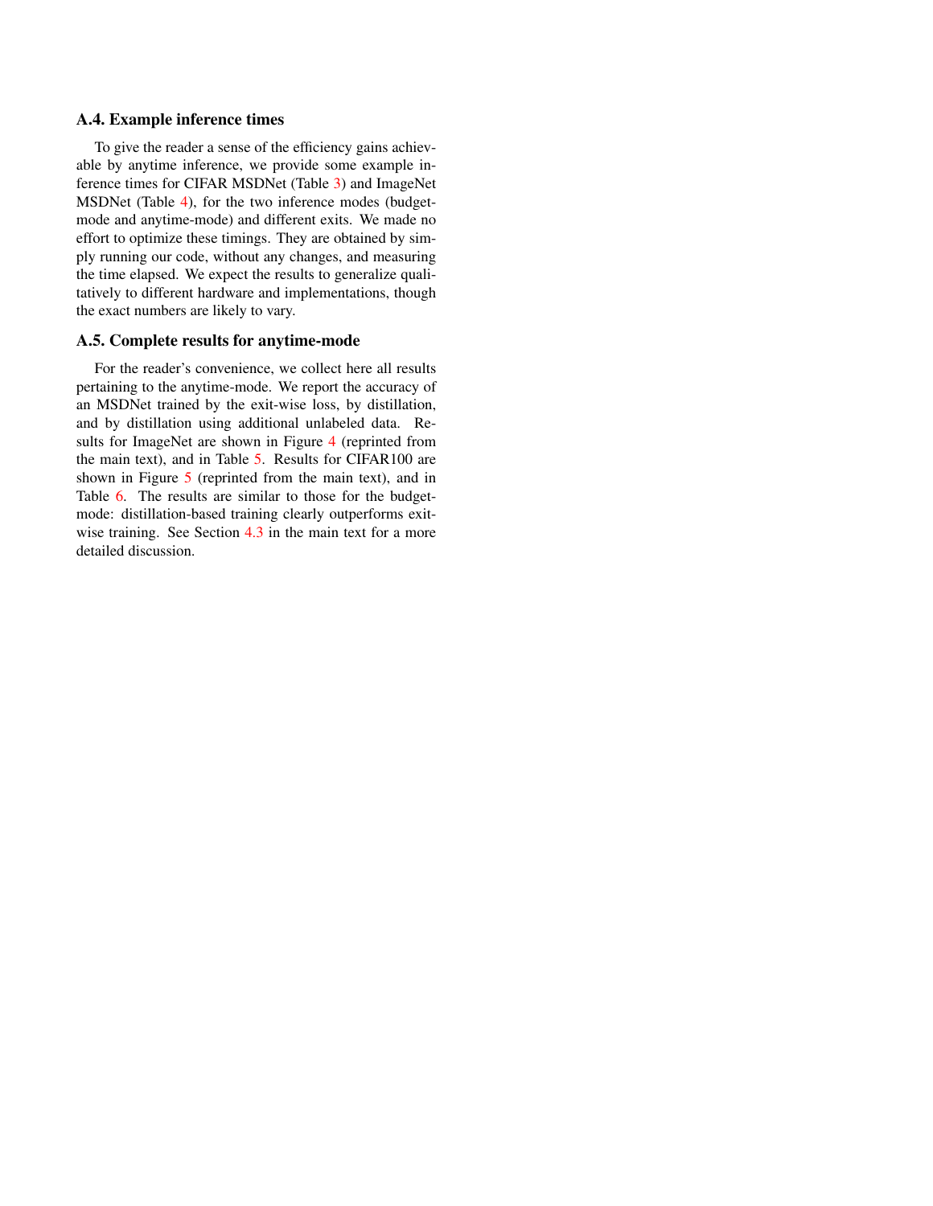### A.4. Example inference times

To give the reader a sense of the efficiency gains achievable by anytime inference, we provide some example inference times for CIFAR MSDNet (Table 3) and ImageNet MSDNet (Table 4), for the two inference modes (budget-mode and anytime-mode) and different exits. We made no effort to optimize these timings. They are obtained by simply running our code, without any changes, and measuring the time elapsed. We expect the results to generalize qualitatively to different hardware and implementations, though the exact numbers are likely to vary.

### A.5. Complete results for anytime-mode

For the reader's convenience, we collect here all results pertaining to the anytime-mode. We report the accuracy of an MSDNet trained by the exit-wise loss, by distillation, and by distillation using additional unlabeled data. Results for ImageNet are shown in Figure 4 (reprinted from the main text), and in Table 5. Results for CIFAR100 are shown in Figure 5 (reprinted from the main text), and in Table 6. The results are similar to those for the budget-mode: distillation-based training clearly outperforms exit-wise training. See Section 4.3 in the main text for a more detailed discussion.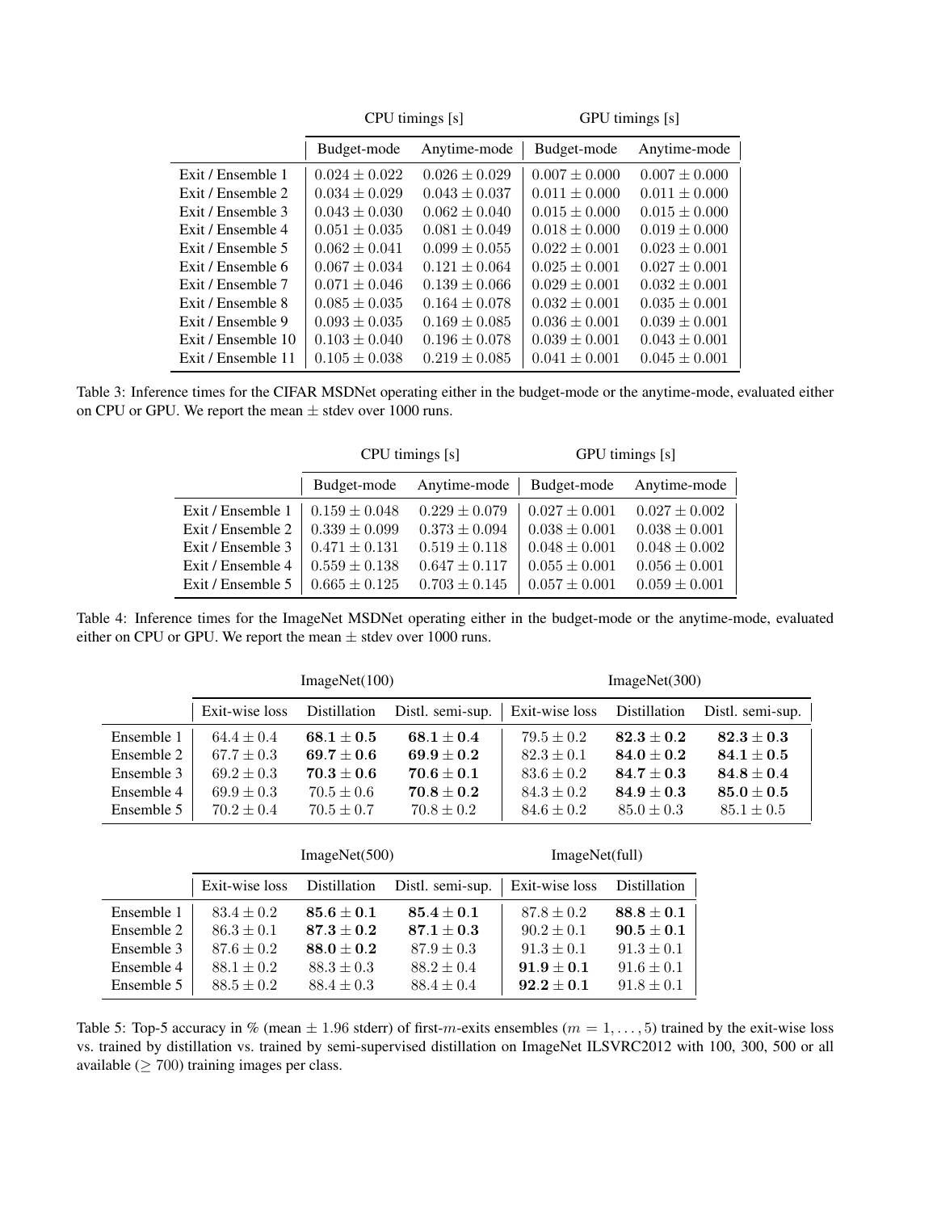| | CPU timings [s] | | GPU timings [s] | |
|---|---|---|---|---|
| | Budget-mode | Anytime-mode | Budget-mode | Anytime-mode |
| Exit / Ensemble 1 | $0.024 \pm 0.022$ | $0.026 \pm 0.029$ | $0.007 \pm 0.000$ | $0.007 \pm 0.000$ |
| Exit / Ensemble 2 | $0.034 \pm 0.029$ | $0.043 \pm 0.037$ | $0.011 \pm 0.000$ | $0.011 \pm 0.000$ |
| Exit / Ensemble 3 | $0.043 \pm 0.030$ | $0.062 \pm 0.040$ | $0.015 \pm 0.000$ | $0.015 \pm 0.000$ |
| Exit / Ensemble 4 | $0.051 \pm 0.035$ | $0.081 \pm 0.049$ | $0.018 \pm 0.000$ | $0.019 \pm 0.000$ |
| Exit / Ensemble 5 | $0.062 \pm 0.041$ | $0.099 \pm 0.055$ | $0.022 \pm 0.001$ | $0.023 \pm 0.001$ |
| Exit / Ensemble 6 | $0.067 \pm 0.034$ | $0.121 \pm 0.064$ | $0.025 \pm 0.001$ | $0.027 \pm 0.001$ |
| Exit / Ensemble 7 | $0.071 \pm 0.046$ | $0.139 \pm 0.066$ | $0.029 \pm 0.001$ | $0.032 \pm 0.001$ |
| Exit / Ensemble 8 | $0.085 \pm 0.035$ | $0.164 \pm 0.078$ | $0.032 \pm 0.001$ | $0.035 \pm 0.001$ |
| Exit / Ensemble 9 | $0.093 \pm 0.035$ | $0.169 \pm 0.085$ | $0.036 \pm 0.001$ | $0.039 \pm 0.001$ |
| Exit / Ensemble 10 | $0.103 \pm 0.040$ | $0.196 \pm 0.078$ | $0.039 \pm 0.001$ | $0.043 \pm 0.001$ |
| Exit / Ensemble 11 | $0.105 \pm 0.038$ | $0.219 \pm 0.085$ | $0.041 \pm 0.001$ | $0.045 \pm 0.001$ |

Table 3: Inference times for the CIFAR MSDNet operating either in the budget-mode or the anytime-mode, evaluated either on CPU or GPU. We report the mean $\pm$ stdev over 1000 runs.

| | CPU timings [s] | | GPU timings [s] | |
|---|---|---|---|---|
| | Budget-mode | Anytime-mode | Budget-mode | Anytime-mode |
| Exit / Ensemble 1 | $0.159 \pm 0.048$ | $0.229 \pm 0.079$ | $0.027 \pm 0.001$ | $0.027 \pm 0.002$ |
| Exit / Ensemble 2 | $0.339 \pm 0.099$ | $0.373 \pm 0.094$ | $0.038 \pm 0.001$ | $0.038 \pm 0.001$ |
| Exit / Ensemble 3 | $0.471 \pm 0.131$ | $0.519 \pm 0.118$ | $0.048 \pm 0.001$ | $0.048 \pm 0.002$ |
| Exit / Ensemble 4 | $0.559 \pm 0.138$ | $0.647 \pm 0.117$ | $0.055 \pm 0.001$ | $0.056 \pm 0.001$ |
| Exit / Ensemble 5 | $0.665 \pm 0.125$ | $0.703 \pm 0.145$ | $0.057 \pm 0.001$ | $0.059 \pm 0.001$ |

Table 4: Inference times for the ImageNet MSDNet operating either in the budget-mode or the anytime-mode, evaluated either on CPU or GPU. We report the mean $\pm$ stdev over 1000 runs.

| | ImageNet(100) | | | ImageNet(300) | | |
|---|---|---|---|---|---|---|
| | Exit-wise loss | Distillation | Distl. semi-sup. | Exit-wise loss | Distillation | Distl. semi-sup. |
| Ensemble 1 | $64.4 \pm 0.4$ | $\mathbf{68.1 \pm 0.5}$ | $\mathbf{68.1 \pm 0.4}$ | $79.5 \pm 0.2$ | $\mathbf{82.3 \pm 0.2}$ | $\mathbf{82.3 \pm 0.3}$ |
| Ensemble 2 | $67.7 \pm 0.3$ | $\mathbf{69.7 \pm 0.6}$ | $\mathbf{69.9 \pm 0.2}$ | $82.3 \pm 0.1$ | $\mathbf{84.0 \pm 0.2}$ | $\mathbf{84.1 \pm 0.5}$ |
| Ensemble 3 | $69.2 \pm 0.3$ | $\mathbf{70.3 \pm 0.6}$ | $\mathbf{70.6 \pm 0.1}$ | $83.6 \pm 0.2$ | $\mathbf{84.7 \pm 0.3}$ | $\mathbf{84.8 \pm 0.4}$ |
| Ensemble 4 | $69.9 \pm 0.3$ | $70.5 \pm 0.6$ | $\mathbf{70.8 \pm 0.2}$ | $84.3 \pm 0.2$ | $\mathbf{84.9 \pm 0.3}$ | $\mathbf{85.0 \pm 0.5}$ |
| Ensemble 5 | $70.2 \pm 0.4$ | $70.5 \pm 0.7$ | $70.8 \pm 0.2$ | $84.6 \pm 0.2$ | $85.0 \pm 0.3$ | $85.1 \pm 0.5$ |

| | ImageNet(500) | | | ImageNet(full) | |
|---|---|---|---|---|---|
| | Exit-wise loss | Distillation | Distl. semi-sup. | Exit-wise loss | Distillation |
| Ensemble 1 | $83.4 \pm 0.2$ | $\mathbf{85.6 \pm 0.1}$ | $\mathbf{85.4 \pm 0.1}$ | $87.8 \pm 0.2$ | $\mathbf{88.8 \pm 0.1}$ |
| Ensemble 2 | $86.3 \pm 0.1$ | $\mathbf{87.3 \pm 0.2}$ | $\mathbf{87.1 \pm 0.3}$ | $90.2 \pm 0.1$ | $\mathbf{90.5 \pm 0.1}$ |
| Ensemble 3 | $87.6 \pm 0.2$ | $\mathbf{88.0 \pm 0.2}$ | $87.9 \pm 0.3$ | $91.3 \pm 0.1$ | $91.3 \pm 0.1$ |
| Ensemble 4 | $88.1 \pm 0.2$ | $88.3 \pm 0.3$ | $88.2 \pm 0.4$ | $\mathbf{91.9 \pm 0.1}$ | $91.6 \pm 0.1$ |
| Ensemble 5 | $88.5 \pm 0.2$ | $88.4 \pm 0.3$ | $88.4 \pm 0.4$ | $\mathbf{92.2 \pm 0.1}$ | $91.8 \pm 0.1$ |

Table 5: Top-5 accuracy in % (mean $\pm$ 1.96 stderr) of first-$m$-exits ensembles ($m = 1, \ldots, 5$) trained by the exit-wise loss vs. trained by distillation vs. trained by semi-supervised distillation on ImageNet ILSVRC2012 with 100, 300, 500 or all available ($\geq 700$) training images per class.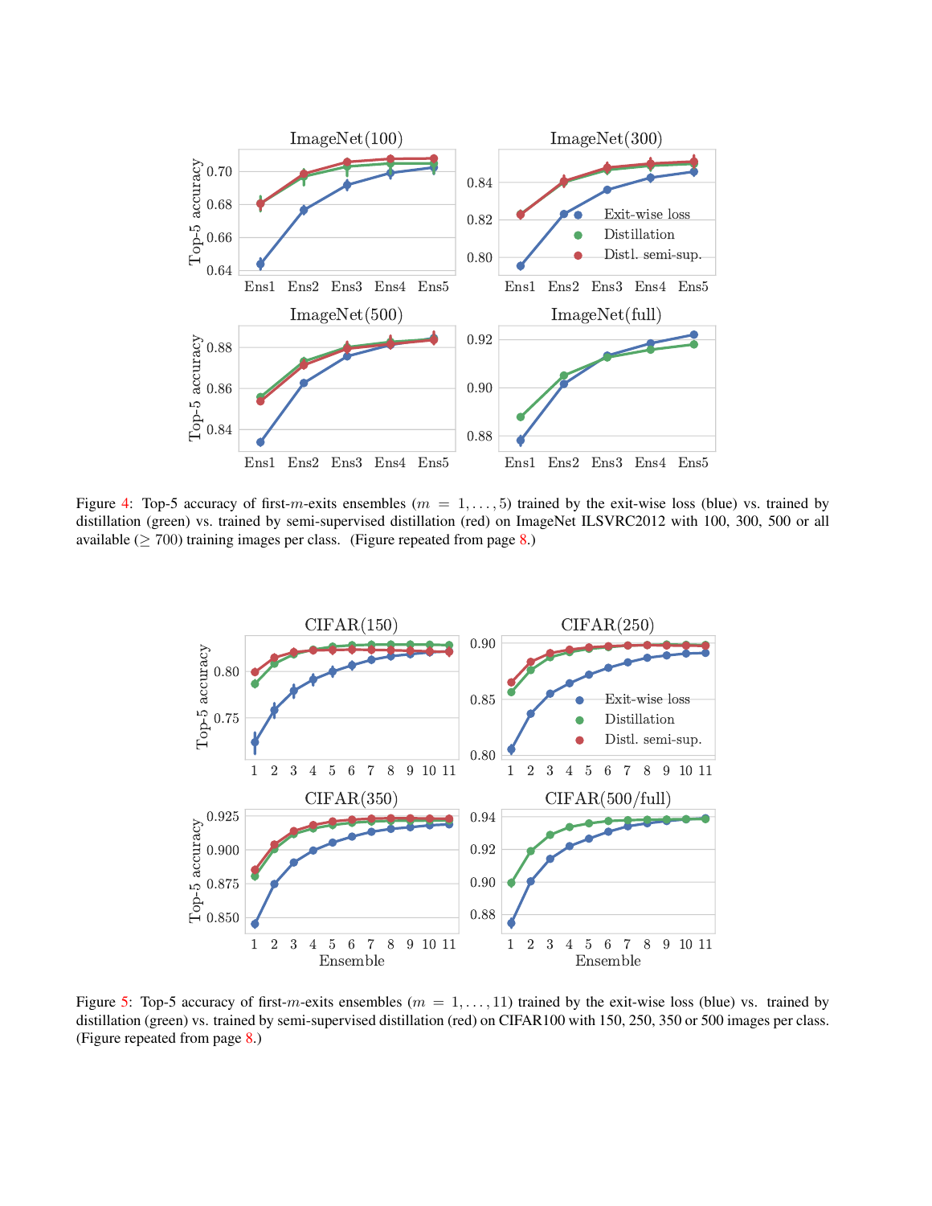Figure 4: Top-5 accuracy of first-$m$-exits ensembles ($m = 1, \ldots, 5$) trained by the exit-wise loss (blue) vs. trained by distillation (green) vs. trained by semi-supervised distillation (red) on ImageNet ILSVRC2012 with 100, 300, 500 or all available ($\geq 700$) training images per class. (Figure repeated from page 8.)

Figure 5: Top-5 accuracy of first-$m$-exits ensembles ($m = 1, \ldots, 11$) trained by the exit-wise loss (blue) vs. trained by distillation (green) vs. trained by semi-supervised distillation (red) on CIFAR100 with 150, 250, 350 or 500 images per class. (Figure repeated from page 8.)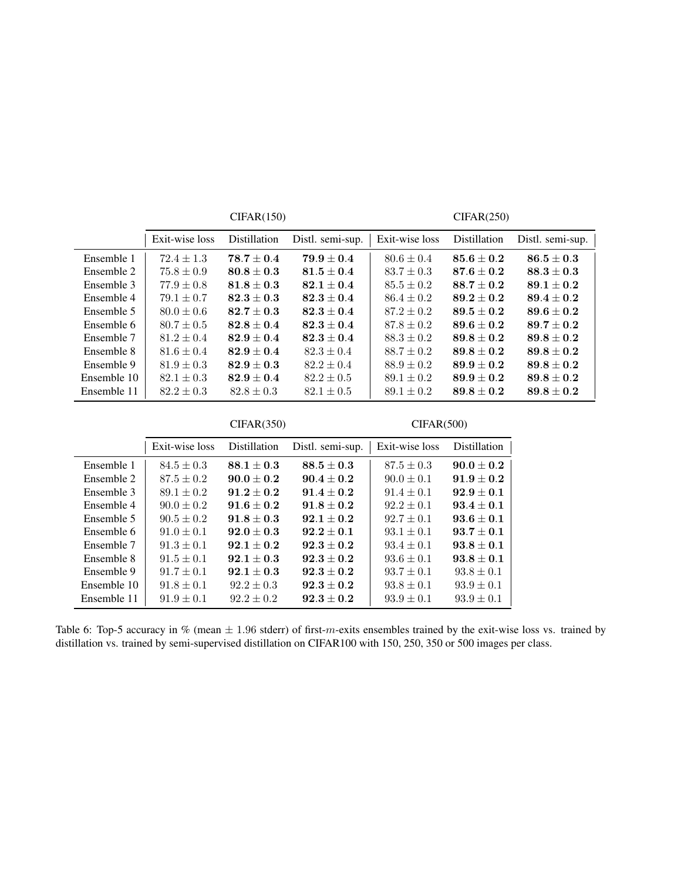| | CIFAR(150) | | | CIFAR(250) | | |
|---|---|---|---|---|---|---|
| | Exit-wise loss | Distillation | Distl. semi-sup. | Exit-wise loss | Distillation | Distl. semi-sup. |
| Ensemble 1 | $72.4 \pm 1.3$ | $\mathbf{78.7 \pm 0.4}$ | $\mathbf{79.9 \pm 0.4}$ | $80.6 \pm 0.4$ | $\mathbf{85.6 \pm 0.2}$ | $\mathbf{86.5 \pm 0.3}$ |
| Ensemble 2 | $75.8 \pm 0.9$ | $\mathbf{80.8 \pm 0.3}$ | $\mathbf{81.5 \pm 0.4}$ | $83.7 \pm 0.3$ | $\mathbf{87.6 \pm 0.2}$ | $\mathbf{88.3 \pm 0.3}$ |
| Ensemble 3 | $77.9 \pm 0.8$ | $\mathbf{81.8 \pm 0.3}$ | $\mathbf{82.1 \pm 0.4}$ | $85.5 \pm 0.2$ | $\mathbf{88.7 \pm 0.2}$ | $\mathbf{89.1 \pm 0.2}$ |
| Ensemble 4 | $79.1 \pm 0.7$ | $\mathbf{82.3 \pm 0.3}$ | $\mathbf{82.3 \pm 0.4}$ | $86.4 \pm 0.2$ | $\mathbf{89.2 \pm 0.2}$ | $\mathbf{89.4 \pm 0.2}$ |
| Ensemble 5 | $80.0 \pm 0.6$ | $\mathbf{82.7 \pm 0.3}$ | $\mathbf{82.3 \pm 0.4}$ | $87.2 \pm 0.2$ | $\mathbf{89.5 \pm 0.2}$ | $\mathbf{89.6 \pm 0.2}$ |
| Ensemble 6 | $80.7 \pm 0.5$ | $\mathbf{82.8 \pm 0.4}$ | $\mathbf{82.3 \pm 0.4}$ | $87.8 \pm 0.2$ | $\mathbf{89.6 \pm 0.2}$ | $\mathbf{89.7 \pm 0.2}$ |
| Ensemble 7 | $81.2 \pm 0.4$ | $\mathbf{82.9 \pm 0.4}$ | $\mathbf{82.3 \pm 0.4}$ | $88.3 \pm 0.2$ | $\mathbf{89.8 \pm 0.2}$ | $\mathbf{89.8 \pm 0.2}$ |
| Ensemble 8 | $81.6 \pm 0.4$ | $\mathbf{82.9 \pm 0.4}$ | $82.3 \pm 0.4$ | $88.7 \pm 0.2$ | $\mathbf{89.8 \pm 0.2}$ | $\mathbf{89.8 \pm 0.2}$ |
| Ensemble 9 | $81.9 \pm 0.3$ | $\mathbf{82.9 \pm 0.3}$ | $82.2 \pm 0.4$ | $88.9 \pm 0.2$ | $\mathbf{89.9 \pm 0.2}$ | $\mathbf{89.8 \pm 0.2}$ |
| Ensemble 10 | $82.1 \pm 0.3$ | $\mathbf{82.9 \pm 0.4}$ | $82.2 \pm 0.5$ | $89.1 \pm 0.2$ | $\mathbf{89.9 \pm 0.2}$ | $\mathbf{89.8 \pm 0.2}$ |
| Ensemble 11 | $82.2 \pm 0.3$ | $82.8 \pm 0.3$ | $82.1 \pm 0.5$ | $89.1 \pm 0.2$ | $\mathbf{89.8 \pm 0.2}$ | $\mathbf{89.8 \pm 0.2}$ |

| | CIFAR(350) | | | CIFAR(500) | |
|---|---|---|---|---|---|
| | Exit-wise loss | Distillation | Distl. semi-sup. | Exit-wise loss | Distillation |
| Ensemble 1 | $84.5 \pm 0.3$ | $\mathbf{88.1 \pm 0.3}$ | $\mathbf{88.5 \pm 0.3}$ | $87.5 \pm 0.3$ | $\mathbf{90.0 \pm 0.2}$ |
| Ensemble 2 | $87.5 \pm 0.2$ | $\mathbf{90.0 \pm 0.2}$ | $\mathbf{90.4 \pm 0.2}$ | $90.0 \pm 0.1$ | $\mathbf{91.9 \pm 0.2}$ |
| Ensemble 3 | $89.1 \pm 0.2$ | $\mathbf{91.2 \pm 0.2}$ | $\mathbf{91.4 \pm 0.2}$ | $91.4 \pm 0.1$ | $\mathbf{92.9 \pm 0.1}$ |
| Ensemble 4 | $90.0 \pm 0.2$ | $\mathbf{91.6 \pm 0.2}$ | $\mathbf{91.8 \pm 0.2}$ | $92.2 \pm 0.1$ | $\mathbf{93.4 \pm 0.1}$ |
| Ensemble 5 | $90.5 \pm 0.2$ | $\mathbf{91.8 \pm 0.3}$ | $\mathbf{92.1 \pm 0.2}$ | $92.7 \pm 0.1$ | $\mathbf{93.6 \pm 0.1}$ |
| Ensemble 6 | $91.0 \pm 0.1$ | $\mathbf{92.0 \pm 0.3}$ | $\mathbf{92.2 \pm 0.1}$ | $93.1 \pm 0.1$ | $\mathbf{93.7 \pm 0.1}$ |
| Ensemble 7 | $91.3 \pm 0.1$ | $\mathbf{92.1 \pm 0.2}$ | $\mathbf{92.3 \pm 0.2}$ | $93.4 \pm 0.1$ | $\mathbf{93.8 \pm 0.1}$ |
| Ensemble 8 | $91.5 \pm 0.1$ | $\mathbf{92.1 \pm 0.3}$ | $\mathbf{92.3 \pm 0.2}$ | $93.6 \pm 0.1$ | $\mathbf{93.8 \pm 0.1}$ |
| Ensemble 9 | $91.7 \pm 0.1$ | $\mathbf{92.1 \pm 0.3}$ | $\mathbf{92.3 \pm 0.2}$ | $93.7 \pm 0.1$ | $93.8 \pm 0.1$ |
| Ensemble 10 | $91.8 \pm 0.1$ | $92.2 \pm 0.3$ | $\mathbf{92.3 \pm 0.2}$ | $93.8 \pm 0.1$ | $93.9 \pm 0.1$ |
| Ensemble 11 | $91.9 \pm 0.1$ | $92.2 \pm 0.2$ | $\mathbf{92.3 \pm 0.2}$ | $93.9 \pm 0.1$ | $93.9 \pm 0.1$ |

Table 6: Top-5 accuracy in % (mean $\pm$ 1.96 stderr) of first-$m$-exits ensembles trained by the exit-wise loss vs. trained by distillation vs. trained by semi-supervised distillation on CIFAR100 with 150, 250, 350 or 500 images per class.